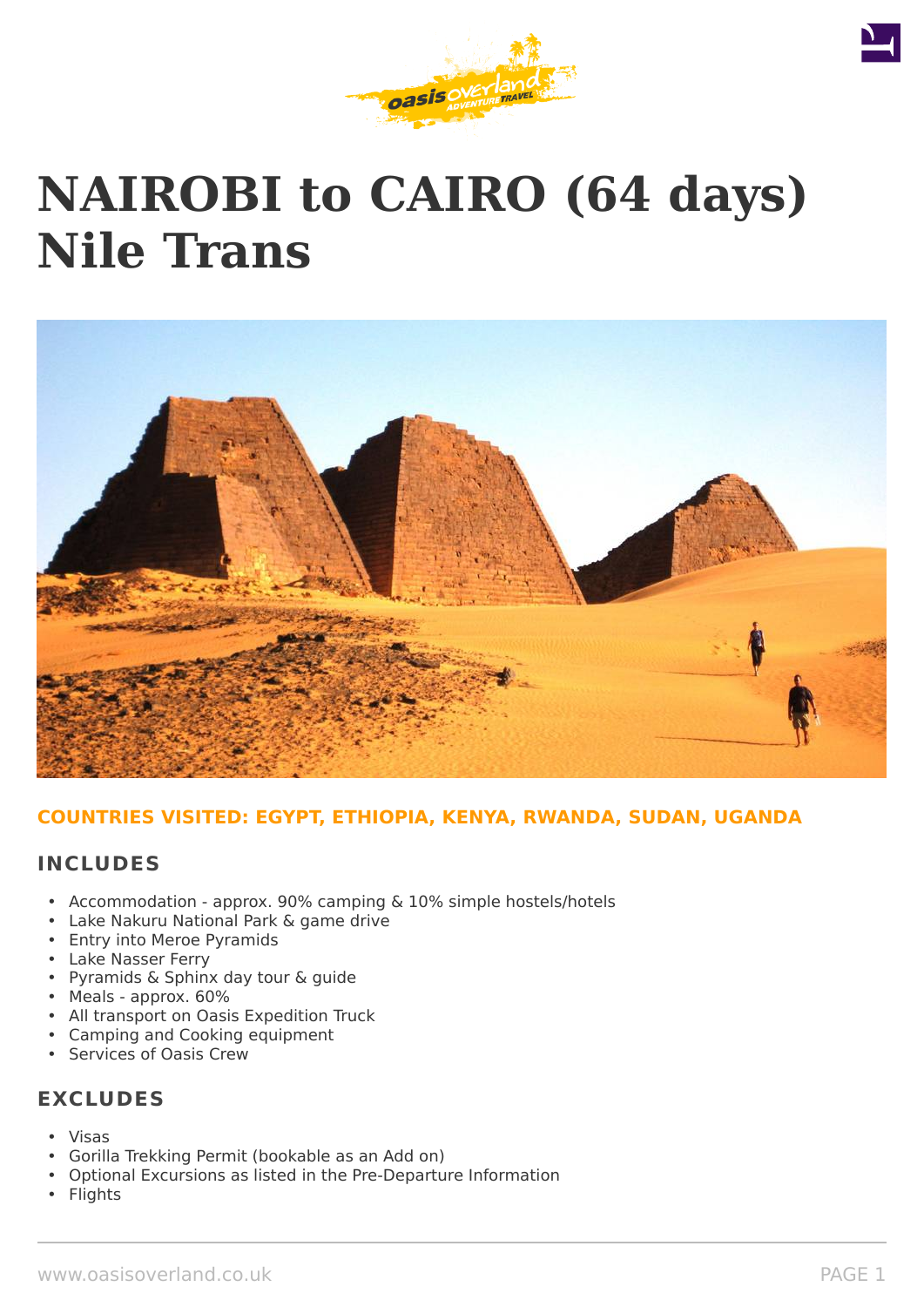# NAIROBI to CAIRO (64 days) Nile Trans

**COUNTRIES VISITED: EGYPT, ETHIOPIA, KENYA, RWANDA, SUDAN, UGANDA**

## INCLUDES

- Accommodation - approx. 90% camping & 10% simple hostels/hotels
- Lake Nakuru National Park & game drive
- Entry into Meroe Pyramids
- Lake Nasser Ferry
- Pyramids & Sphinx day tour & guide
- Meals - approx. 60%
- All transport on Oasis Expedition Truck
- Camping and Cooking equipment
- Services of Oasis Crew

## EXCLUDES

- Visas
- Gorilla Trekking Permit (bookable as an Add on)
- Optional Excursions as listed in the Pre-Departure Information
- Flights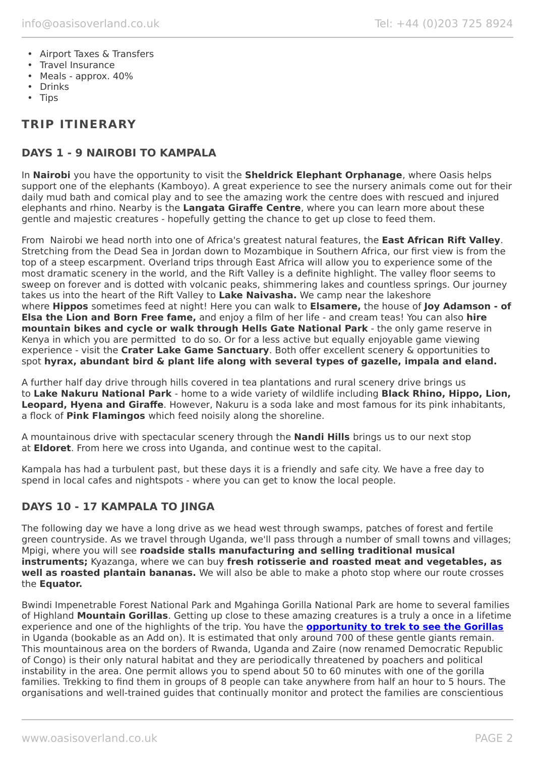- Airport Taxes & Transfers
- Travel Insurance
- Meals - approx. 40%
- Drinks
- Tips

## TRIP ITINERARY

### DAYS 1 - 9 NAIROBI TO KAMPALA

In **Nairobi** you have the opportunity to visit the **Sheldrick Elephant Orphanage**, where Oasis helps support one of the elephants (Kamboyo). A great experience to see the nursery animals come out for their daily mud bath and comical play and to see the amazing work the centre does with rescued and injured elephants and rhino. Nearby is the **Langata Giraffe Centre**, where you can learn more about these gentle and majestic creatures - hopefully getting the chance to get up close to feed them.

From Nairobi we head north into one of Africa's greatest natural features, the **East African Rift Valley**. Stretching from the Dead Sea in Jordan down to Mozambique in Southern Africa, our first view is from the top of a steep escarpment. Overland trips through East Africa will allow you to experience some of the most dramatic scenery in the world, and the Rift Valley is a definite highlight. The valley floor seems to sweep on forever and is dotted with volcanic peaks, shimmering lakes and countless springs. Our journey takes us into the heart of the Rift Valley to **Lake Naivasha.** We camp near the lakeshore where **Hippos** sometimes feed at night! Here you can walk to **Elsamere,** the house of **Joy Adamson - of Elsa the Lion and Born Free fame,** and enjoy a film of her life - and cream teas! You can also **hire mountain bikes and cycle or walk through Hells Gate National Park** - the only game reserve in Kenya in which you are permitted to do so. Or for a less active but equally enjoyable game viewing experience - visit the **Crater Lake Game Sanctuary**. Both offer excellent scenery & opportunities to spot **hyrax, abundant bird & plant life along with several types of gazelle, impala and eland.**

A further half day drive through hills covered in tea plantations and rural scenery drive brings us to **Lake Nakuru National Park** - home to a wide variety of wildlife including **Black Rhino, Hippo, Lion, Leopard, Hyena and Giraffe**. However, Nakuru is a soda lake and most famous for its pink inhabitants, a flock of **Pink Flamingos** which feed noisily along the shoreline.

A mountainous drive with spectacular scenery through the **Nandi Hills** brings us to our next stop at **Eldoret**. From here we cross into Uganda, and continue west to the capital.

Kampala has had a turbulent past, but these days it is a friendly and safe city. We have a free day to spend in local cafes and nightspots - where you can get to know the local people.

### DAYS 10 - 17 KAMPALA TO JINGA

The following day we have a long drive as we head west through swamps, patches of forest and fertile green countryside. As we travel through Uganda, we'll pass through a number of small towns and villages; Mpigi, where you will see **roadside stalls manufacturing and selling traditional musical instruments;** Kyazanga, where we can buy **fresh rotisserie and roasted meat and vegetables, as well as roasted plantain bananas.** We will also be able to make a photo stop where our route crosses the **Equator.**

Bwindi Impenetrable Forest National Park and Mgahinga Gorilla National Park are home to several families of Highland **Mountain Gorillas**. Getting up close to these amazing creatures is a truly a once in a lifetime experience and one of the highlights of the trip. You have the **opportunity to trek to see the Gorillas** in Uganda (bookable as an Add on). It is estimated that only around 700 of these gentle giants remain. This mountainous area on the borders of Rwanda, Uganda and Zaire (now renamed Democratic Republic of Congo) is their only natural habitat and they are periodically threatened by poachers and political instability in the area. One permit allows you to spend about 50 to 60 minutes with one of the gorilla families. Trekking to find them in groups of 8 people can take anywhere from half an hour to 5 hours. The organisations and well-trained guides that continually monitor and protect the families are conscientious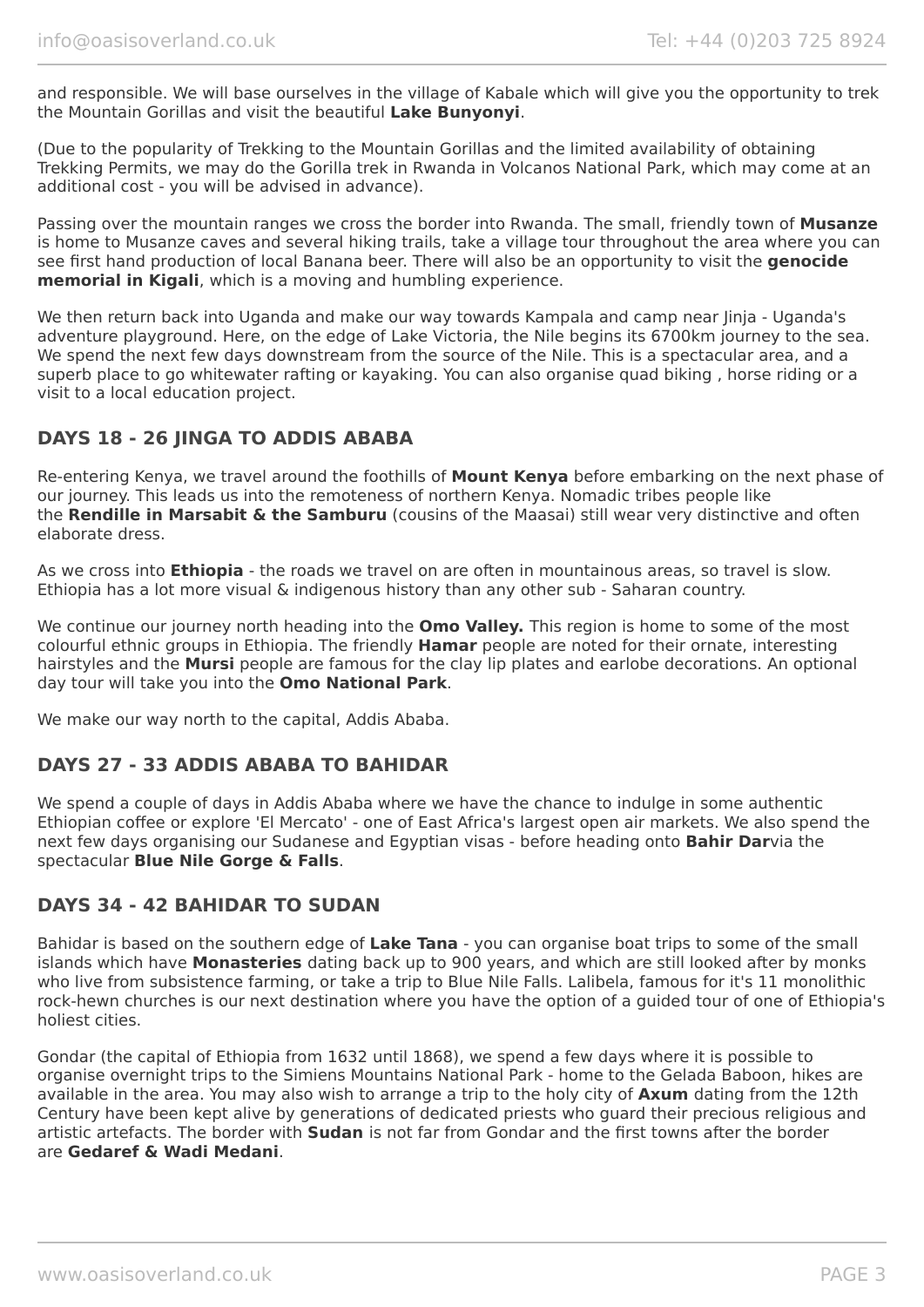and responsible. We will base ourselves in the village of Kabale which will give you the opportunity to trek the Mountain Gorillas and visit the beautiful **Lake Bunyonyi**.

(Due to the popularity of Trekking to the Mountain Gorillas and the limited availability of obtaining Trekking Permits, we may do the Gorilla trek in Rwanda in Volcanos National Park, which may come at an additional cost - you will be advised in advance).

Passing over the mountain ranges we cross the border into Rwanda. The small, friendly town of **Musanze** is home to Musanze caves and several hiking trails, take a village tour throughout the area where you can see first hand production of local Banana beer. There will also be an opportunity to visit the **genocide memorial in Kigali**, which is a moving and humbling experience.

We then return back into Uganda and make our way towards Kampala and camp near Jinja - Uganda's adventure playground. Here, on the edge of Lake Victoria, the Nile begins its 6700km journey to the sea. We spend the next few days downstream from the source of the Nile. This is a spectacular area, and a superb place to go whitewater rafting or kayaking. You can also organise quad biking , horse riding or a visit to a local education project.

## DAYS 18 - 26 JINGA TO ADDIS ABABA

Re-entering Kenya, we travel around the foothills of **Mount Kenya** before embarking on the next phase of our journey. This leads us into the remoteness of northern Kenya. Nomadic tribes people like the **Rendille in Marsabit & the Samburu** (cousins of the Maasai) still wear very distinctive and often elaborate dress.

As we cross into **Ethiopia** - the roads we travel on are often in mountainous areas, so travel is slow. Ethiopia has a lot more visual & indigenous history than any other sub - Saharan country.

We continue our journey north heading into the **Omo Valley.** This region is home to some of the most colourful ethnic groups in Ethiopia. The friendly **Hamar** people are noted for their ornate, interesting hairstyles and the **Mursi** people are famous for the clay lip plates and earlobe decorations. An optional day tour will take you into the **Omo National Park**.

We make our way north to the capital, Addis Ababa.

## DAYS 27 - 33 ADDIS ABABA TO BAHIDAR

We spend a couple of days in Addis Ababa where we have the chance to indulge in some authentic Ethiopian coffee or explore 'El Mercato' - one of East Africa's largest open air markets. We also spend the next few days organising our Sudanese and Egyptian visas - before heading onto **Bahir Dar**via the spectacular **Blue Nile Gorge & Falls**.

## DAYS 34 - 42 BAHIDAR TO SUDAN

Bahidar is based on the southern edge of **Lake Tana** - you can organise boat trips to some of the small islands which have **Monasteries** dating back up to 900 years, and which are still looked after by monks who live from subsistence farming, or take a trip to Blue Nile Falls. Lalibela, famous for it's 11 monolithic rock-hewn churches is our next destination where you have the option of a guided tour of one of Ethiopia's holiest cities.

Gondar (the capital of Ethiopia from 1632 until 1868), we spend a few days where it is possible to organise overnight trips to the Simiens Mountains National Park - home to the Gelada Baboon, hikes are available in the area. You may also wish to arrange a trip to the holy city of **Axum** dating from the 12th Century have been kept alive by generations of dedicated priests who guard their precious religious and artistic artefacts. The border with **Sudan** is not far from Gondar and the first towns after the border are **Gedaref & Wadi Medani**.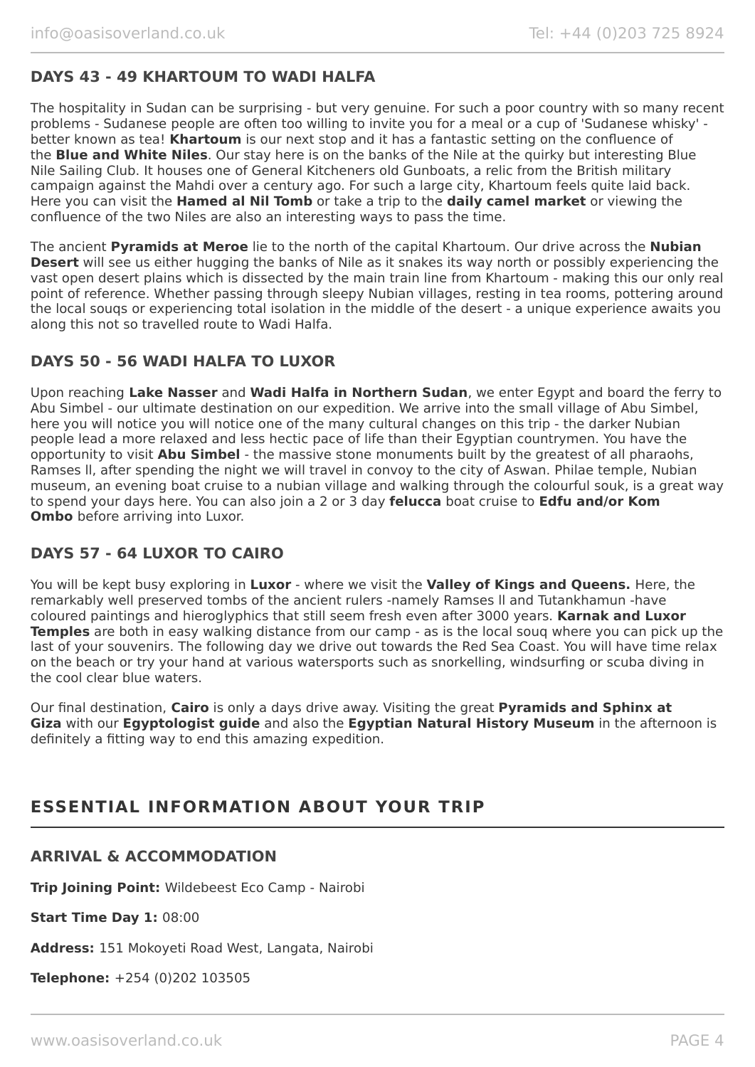### DAYS 43 - 49 KHARTOUM TO WADI HALFA

The hospitality in Sudan can be surprising - but very genuine. For such a poor country with so many recent problems - Sudanese people are often too willing to invite you for a meal or a cup of 'Sudanese whisky' - better known as tea! **Khartoum** is our next stop and it has a fantastic setting on the confluence of the **Blue and White Niles**. Our stay here is on the banks of the Nile at the quirky but interesting Blue Nile Sailing Club. It houses one of General Kitcheners old Gunboats, a relic from the British military campaign against the Mahdi over a century ago. For such a large city, Khartoum feels quite laid back. Here you can visit the **Hamed al Nil Tomb** or take a trip to the **daily camel market** or viewing the confluence of the two Niles are also an interesting ways to pass the time.

The ancient **Pyramids at Meroe** lie to the north of the capital Khartoum. Our drive across the **Nubian Desert** will see us either hugging the banks of Nile as it snakes its way north or possibly experiencing the vast open desert plains which is dissected by the main train line from Khartoum - making this our only real point of reference. Whether passing through sleepy Nubian villages, resting in tea rooms, pottering around the local souqs or experiencing total isolation in the middle of the desert - a unique experience awaits you along this not so travelled route to Wadi Halfa.

### DAYS 50 - 56 WADI HALFA TO LUXOR

Upon reaching **Lake Nasser** and **Wadi Halfa in Northern Sudan**, we enter Egypt and board the ferry to Abu Simbel - our ultimate destination on our expedition. We arrive into the small village of Abu Simbel, here you will notice you will notice one of the many cultural changes on this trip - the darker Nubian people lead a more relaxed and less hectic pace of life than their Egyptian countrymen. You have the opportunity to visit **Abu Simbel** - the massive stone monuments built by the greatest of all pharaohs, Ramses ll, after spending the night we will travel in convoy to the city of Aswan. Philae temple, Nubian museum, an evening boat cruise to a nubian village and walking through the colourful souk, is a great way to spend your days here. You can also join a 2 or 3 day **felucca** boat cruise to **Edfu and/or Kom Ombo** before arriving into Luxor.

### DAYS 57 - 64 LUXOR TO CAIRO

You will be kept busy exploring in **Luxor** - where we visit the **Valley of Kings and Queens.** Here, the remarkably well preserved tombs of the ancient rulers -namely Ramses ll and Tutankhamun -have coloured paintings and hieroglyphics that still seem fresh even after 3000 years. **Karnak and Luxor Temples** are both in easy walking distance from our camp - as is the local souq where you can pick up the last of your souvenirs. The following day we drive out towards the Red Sea Coast. You will have time relax on the beach or try your hand at various watersports such as snorkelling, windsurfing or scuba diving in the cool clear blue waters.

Our final destination, **Cairo** is only a days drive away. Visiting the great **Pyramids and Sphinx at Giza** with our **Egyptologist guide** and also the **Egyptian Natural History Museum** in the afternoon is definitely a fitting way to end this amazing expedition.

## ESSENTIAL INFORMATION ABOUT YOUR TRIP

### ARRIVAL & ACCOMMODATION

**Trip Joining Point:** Wildebeest Eco Camp - Nairobi

**Start Time Day 1:** 08:00

**Address:** 151 Mokoyeti Road West, Langata, Nairobi

**Telephone:** +254 (0)202 103505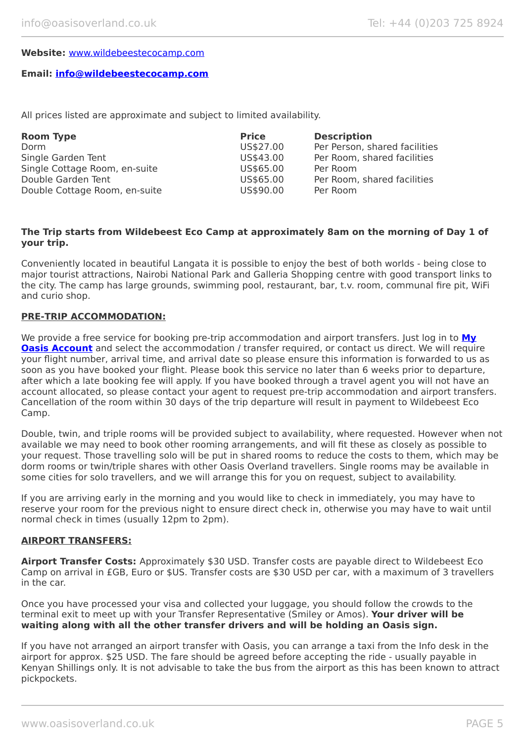**Website:** [www.wildebeestecocamp.com](http://www.wildebeestecocamp.com)

**Email: [info@wildebeestecocamp.com](mailto:info@wildebeestecocamp.com)**

All prices listed are approximate and subject to limited availability.

| Room Type | Price | Description |
| --- | --- | --- |
| Dorm | US$27.00 | Per Person, shared facilities |
| Single Garden Tent | US$43.00 | Per Room, shared facilities |
| Single Cottage Room, en-suite | US$65.00 | Per Room |
| Double Garden Tent | US$65.00 | Per Room, shared facilities |
| Double Cottage Room, en-suite | US$90.00 | Per Room |

**The Trip starts from Wildebeest Eco Camp at approximately 8am on the morning of Day 1 of your trip.**

Conveniently located in beautiful Langata it is possible to enjoy the best of both worlds - being close to major tourist attractions, Nairobi National Park and Galleria Shopping centre with good transport links to the city. The camp has large grounds, swimming pool, restaurant, bar, t.v. room, communal fire pit, WiFi and curio shop.

**PRE-TRIP ACCOMMODATION:**

We provide a free service for booking pre-trip accommodation and airport transfers. Just log in to **My Oasis Account** and select the accommodation / transfer required, or contact us direct. We will require your flight number, arrival time, and arrival date so please ensure this information is forwarded to us as soon as you have booked your flight. Please book this service no later than 6 weeks prior to departure, after which a late booking fee will apply. If you have booked through a travel agent you will not have an account allocated, so please contact your agent to request pre-trip accommodation and airport transfers. Cancellation of the room within 30 days of the trip departure will result in payment to Wildebeest Eco Camp.

Double, twin, and triple rooms will be provided subject to availability, where requested. However when not available we may need to book other rooming arrangements, and will fit these as closely as possible to your request. Those travelling solo will be put in shared rooms to reduce the costs to them, which may be dorm rooms or twin/triple shares with other Oasis Overland travellers. Single rooms may be available in some cities for solo travellers, and we will arrange this for you on request, subject to availability.

If you are arriving early in the morning and you would like to check in immediately, you may have to reserve your room for the previous night to ensure direct check in, otherwise you may have to wait until normal check in times (usually 12pm to 2pm).

**AIRPORT TRANSFERS:**

**Airport Transfer Costs:** Approximately $30 USD. Transfer costs are payable direct to Wildebeest Eco Camp on arrival in £GB, Euro or $US. Transfer costs are $30 USD per car, with a maximum of 3 travellers in the car.

Once you have processed your visa and collected your luggage, you should follow the crowds to the terminal exit to meet up with your Transfer Representative (Smiley or Amos). **Your driver will be waiting along with all the other transfer drivers and will be holding an Oasis sign.**

If you have not arranged an airport transfer with Oasis, you can arrange a taxi from the Info desk in the airport for approx. $25 USD. The fare should be agreed before accepting the ride - usually payable in Kenyan Shillings only. It is not advisable to take the bus from the airport as this has been known to attract pickpockets.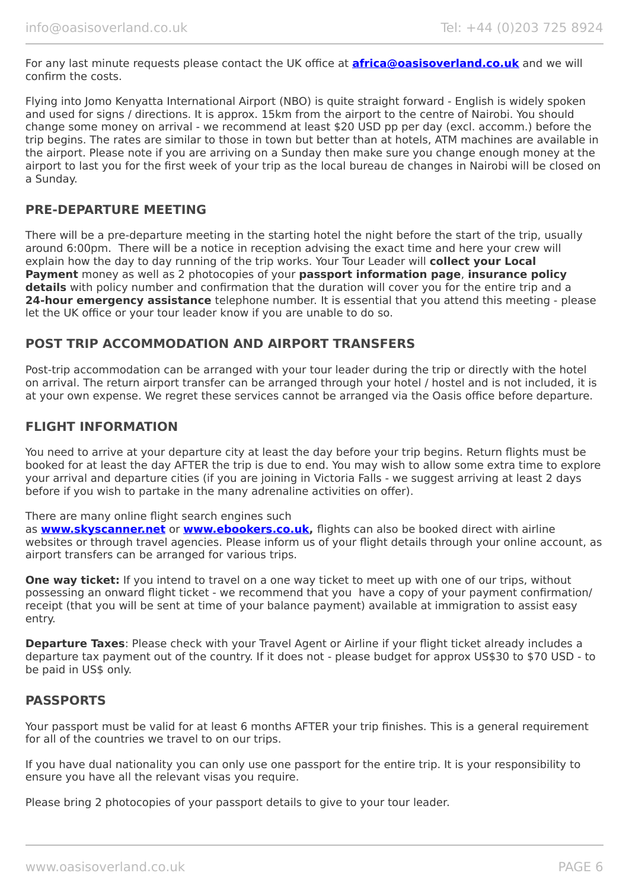For any last minute requests please contact the UK office at **africa@oasisoverland.co.uk** and we will confirm the costs.

Flying into Jomo Kenyatta International Airport (NBO) is quite straight forward - English is widely spoken and used for signs / directions. It is approx. 15km from the airport to the centre of Nairobi. You should change some money on arrival - we recommend at least $20 USD pp per day (excl. accomm.) before the trip begins. The rates are similar to those in town but better than at hotels, ATM machines are available in the airport. Please note if you are arriving on a Sunday then make sure you change enough money at the airport to last you for the first week of your trip as the local bureau de changes in Nairobi will be closed on a Sunday.

## PRE-DEPARTURE MEETING

There will be a pre-departure meeting in the starting hotel the night before the start of the trip, usually around 6:00pm. There will be a notice in reception advising the exact time and here your crew will explain how the day to day running of the trip works. Your Tour Leader will **collect your Local Payment** money as well as 2 photocopies of your **passport information page**, **insurance policy details** with policy number and confirmation that the duration will cover you for the entire trip and a **24-hour emergency assistance** telephone number. It is essential that you attend this meeting - please let the UK office or your tour leader know if you are unable to do so.

## POST TRIP ACCOMMODATION AND AIRPORT TRANSFERS

Post-trip accommodation can be arranged with your tour leader during the trip or directly with the hotel on arrival. The return airport transfer can be arranged through your hotel / hostel and is not included, it is at your own expense. We regret these services cannot be arranged via the Oasis office before departure.

## FLIGHT INFORMATION

You need to arrive at your departure city at least the day before your trip begins. Return flights must be booked for at least the day AFTER the trip is due to end. You may wish to allow some extra time to explore your arrival and departure cities (if you are joining in Victoria Falls - we suggest arriving at least 2 days before if you wish to partake in the many adrenaline activities on offer).

There are many online flight search engines such as **www.skyscanner.net** or **www.ebookers.co.uk,** flights can also be booked direct with airline websites or through travel agencies. Please inform us of your flight details through your online account, as airport transfers can be arranged for various trips.

**One way ticket:** If you intend to travel on a one way ticket to meet up with one of our trips, without possessing an onward flight ticket - we recommend that you have a copy of your payment confirmation/ receipt (that you will be sent at time of your balance payment) available at immigration to assist easy entry.

**Departure Taxes**: Please check with your Travel Agent or Airline if your flight ticket already includes a departure tax payment out of the country. If it does not - please budget for approx US$30 to $70 USD - to be paid in US$ only.

## PASSPORTS

Your passport must be valid for at least 6 months AFTER your trip finishes. This is a general requirement for all of the countries we travel to on our trips.

If you have dual nationality you can only use one passport for the entire trip. It is your responsibility to ensure you have all the relevant visas you require.

Please bring 2 photocopies of your passport details to give to your tour leader.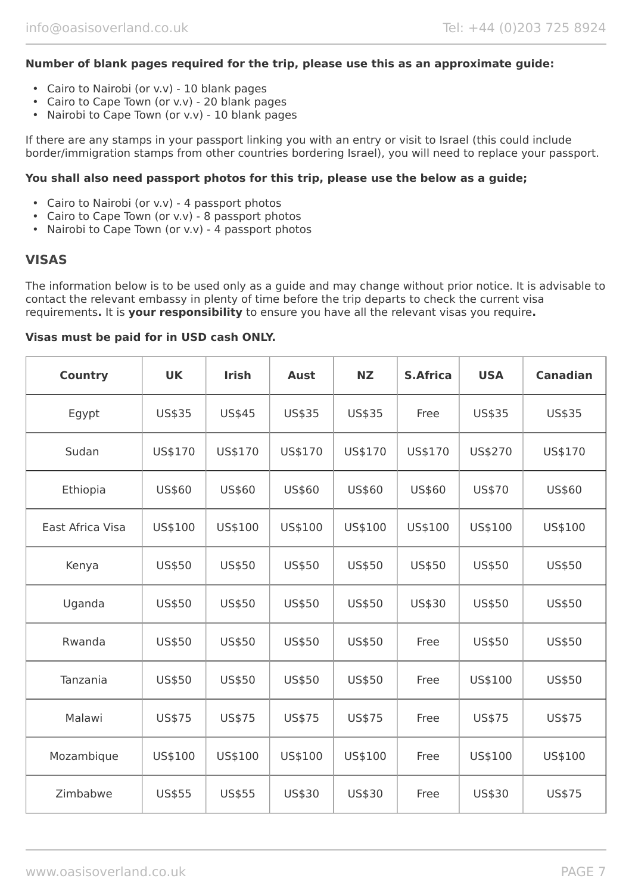**Number of blank pages required for the trip, please use this as an approximate guide:**

- Cairo to Nairobi (or v.v) - 10 blank pages
- Cairo to Cape Town (or v.v) - 20 blank pages
- Nairobi to Cape Town (or v.v) - 10 blank pages

If there are any stamps in your passport linking you with an entry or visit to Israel (this could include border/immigration stamps from other countries bordering Israel), you will need to replace your passport.

**You shall also need passport photos for this trip, please use the below as a guide;**

- Cairo to Nairobi (or v.v) - 4 passport photos
- Cairo to Cape Town (or v.v) - 8 passport photos
- Nairobi to Cape Town (or v.v) - 4 passport photos

## VISAS

The information below is to be used only as a guide and may change without prior notice. It is advisable to contact the relevant embassy in plenty of time before the trip departs to check the current visa requirements**.** It is **your responsibility** to ensure you have all the relevant visas you require**.**

**Visas must be paid for in USD cash ONLY.**

| Country | UK | Irish | Aust | NZ | S.Africa | USA | Canadian |
|---|---|---|---|---|---|---|---|
| Egypt | US$35 | US$45 | US$35 | US$35 | Free | US$35 | US$35 |
| Sudan | US$170 | US$170 | US$170 | US$170 | US$170 | US$270 | US$170 |
| Ethiopia | US$60 | US$60 | US$60 | US$60 | US$60 | US$70 | US$60 |
| East Africa Visa | US$100 | US$100 | US$100 | US$100 | US$100 | US$100 | US$100 |
| Kenya | US$50 | US$50 | US$50 | US$50 | US$50 | US$50 | US$50 |
| Uganda | US$50 | US$50 | US$50 | US$50 | US$30 | US$50 | US$50 |
| Rwanda | US$50 | US$50 | US$50 | US$50 | Free | US$50 | US$50 |
| Tanzania | US$50 | US$50 | US$50 | US$50 | Free | US$100 | US$50 |
| Malawi | US$75 | US$75 | US$75 | US$75 | Free | US$75 | US$75 |
| Mozambique | US$100 | US$100 | US$100 | US$100 | Free | US$100 | US$100 |
| Zimbabwe | US$55 | US$55 | US$30 | US$30 | Free | US$30 | US$75 |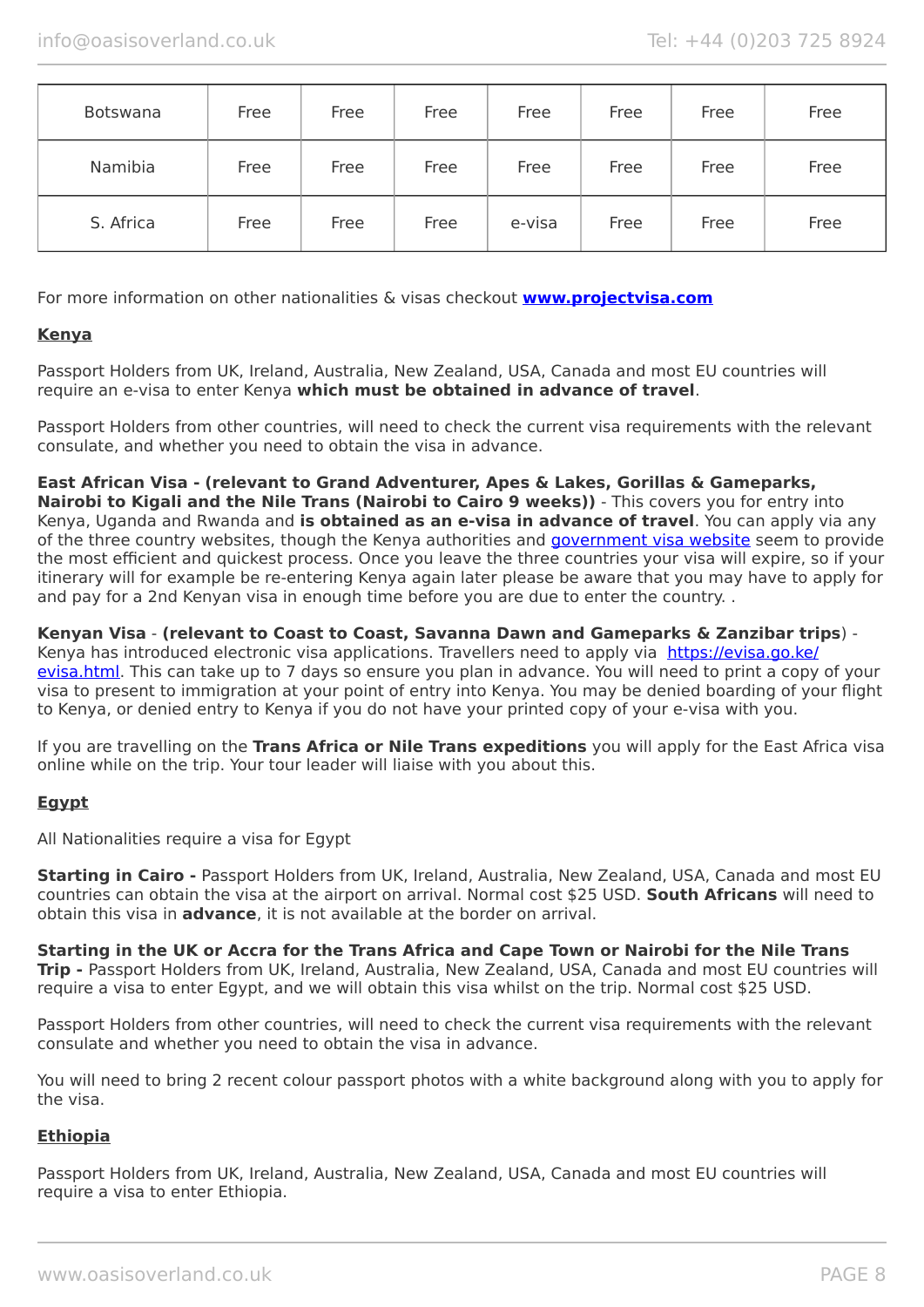| | | | | | | | |
|---|---|---|---|---|---|---|---|
| Botswana | Free | Free | Free | Free | Free | Free | Free |
| Namibia | Free | Free | Free | Free | Free | Free | Free |
| S. Africa | Free | Free | Free | e-visa | Free | Free | Free |

For more information on other nationalities & visas checkout **[www.projectvisa.com](www.projectvisa.com)**

**Kenya**

Passport Holders from UK, Ireland, Australia, New Zealand, USA, Canada and most EU countries will require an e-visa to enter Kenya **which must be obtained in advance of travel**.

Passport Holders from other countries, will need to check the current visa requirements with the relevant consulate, and whether you need to obtain the visa in advance.

**East African Visa - (relevant to Grand Adventurer, Apes & Lakes, Gorillas & Gameparks, Nairobi to Kigali and the Nile Trans (Nairobi to Cairo 9 weeks))** - This covers you for entry into Kenya, Uganda and Rwanda and **is obtained as an e-visa in advance of travel**. You can apply via any of the three country websites, though the Kenya authorities and government visa website seem to provide the most efficient and quickest process. Once you leave the three countries your visa will expire, so if your itinerary will for example be re-entering Kenya again later please be aware that you may have to apply for and pay for a 2nd Kenyan visa in enough time before you are due to enter the country. .

**Kenyan Visa** - **(relevant to Coast to Coast, Savanna Dawn and Gameparks & Zanzibar trips**) - Kenya has introduced electronic visa applications. Travellers need to apply via https://evisa.go.ke/evisa.html. This can take up to 7 days so ensure you plan in advance. You will need to print a copy of your visa to present to immigration at your point of entry into Kenya. You may be denied boarding of your flight to Kenya, or denied entry to Kenya if you do not have your printed copy of your e-visa with you.

If you are travelling on the **Trans Africa or Nile Trans expeditions** you will apply for the East Africa visa online while on the trip. Your tour leader will liaise with you about this.

**Egypt**

All Nationalities require a visa for Egypt

**Starting in Cairo -** Passport Holders from UK, Ireland, Australia, New Zealand, USA, Canada and most EU countries can obtain the visa at the airport on arrival. Normal cost $25 USD. **South Africans** will need to obtain this visa in **advance**, it is not available at the border on arrival.

**Starting in the UK or Accra for the Trans Africa and Cape Town or Nairobi for the Nile Trans Trip -** Passport Holders from UK, Ireland, Australia, New Zealand, USA, Canada and most EU countries will require a visa to enter Egypt, and we will obtain this visa whilst on the trip. Normal cost $25 USD.

Passport Holders from other countries, will need to check the current visa requirements with the relevant consulate and whether you need to obtain the visa in advance.

You will need to bring 2 recent colour passport photos with a white background along with you to apply for the visa.

**Ethiopia**

Passport Holders from UK, Ireland, Australia, New Zealand, USA, Canada and most EU countries will require a visa to enter Ethiopia.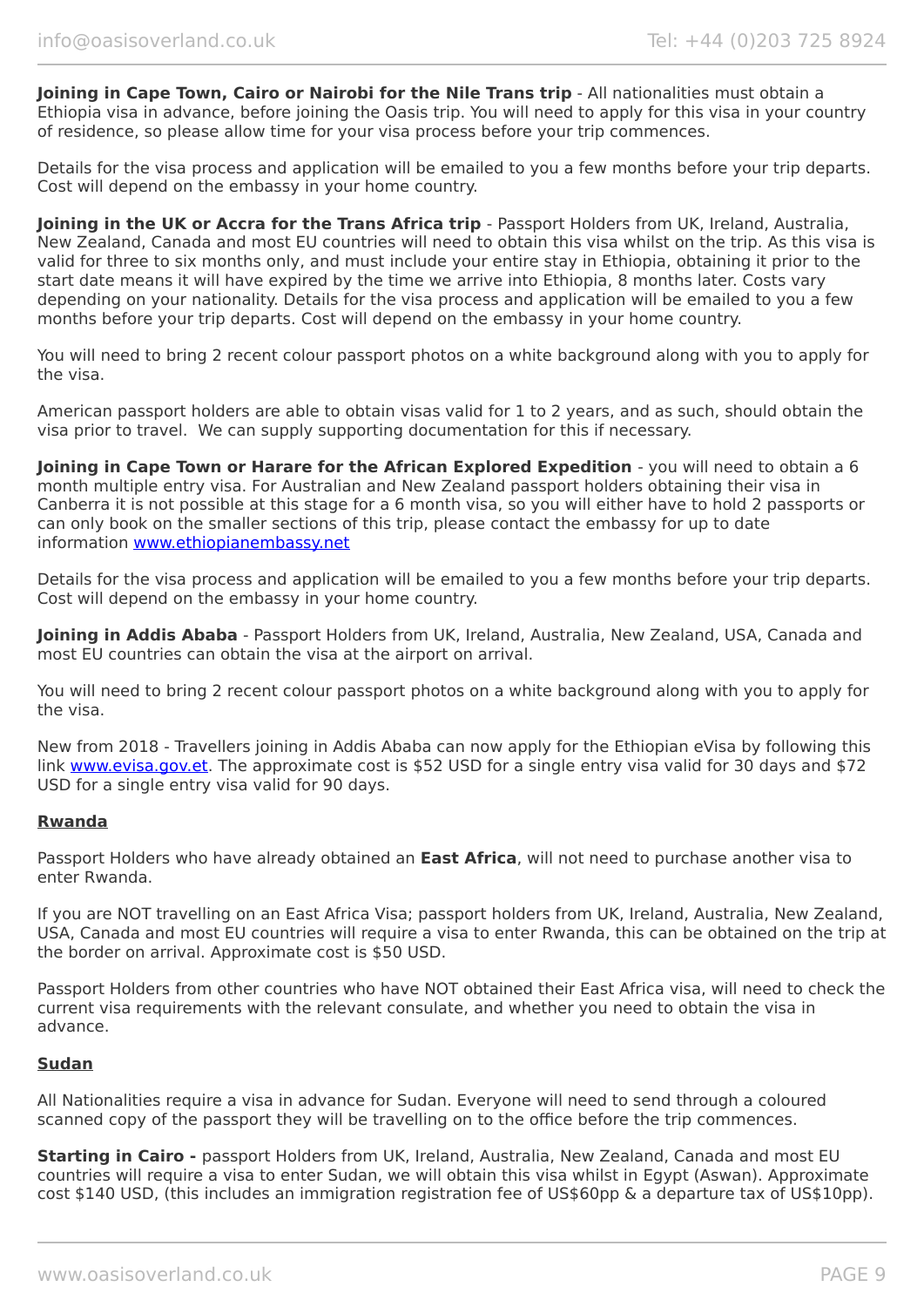**Joining in Cape Town, Cairo or Nairobi for the Nile Trans trip** - All nationalities must obtain a Ethiopia visa in advance, before joining the Oasis trip. You will need to apply for this visa in your country of residence, so please allow time for your visa process before your trip commences.

Details for the visa process and application will be emailed to you a few months before your trip departs. Cost will depend on the embassy in your home country.

**Joining in the UK or Accra for the Trans Africa trip** - Passport Holders from UK, Ireland, Australia, New Zealand, Canada and most EU countries will need to obtain this visa whilst on the trip. As this visa is valid for three to six months only, and must include your entire stay in Ethiopia, obtaining it prior to the start date means it will have expired by the time we arrive into Ethiopia, 8 months later. Costs vary depending on your nationality. Details for the visa process and application will be emailed to you a few months before your trip departs. Cost will depend on the embassy in your home country.

You will need to bring 2 recent colour passport photos on a white background along with you to apply for the visa.

American passport holders are able to obtain visas valid for 1 to 2 years, and as such, should obtain the visa prior to travel. We can supply supporting documentation for this if necessary.

**Joining in Cape Town or Harare for the African Explored Expedition** - you will need to obtain a 6 month multiple entry visa. For Australian and New Zealand passport holders obtaining their visa in Canberra it is not possible at this stage for a 6 month visa, so you will either have to hold 2 passports or can only book on the smaller sections of this trip, please contact the embassy for up to date information [www.ethiopianembassy.net](http://www.ethiopianembassy.net)

Details for the visa process and application will be emailed to you a few months before your trip departs. Cost will depend on the embassy in your home country.

**Joining in Addis Ababa** - Passport Holders from UK, Ireland, Australia, New Zealand, USA, Canada and most EU countries can obtain the visa at the airport on arrival.

You will need to bring 2 recent colour passport photos on a white background along with you to apply for the visa.

New from 2018 - Travellers joining in Addis Ababa can now apply for the Ethiopian eVisa by following this link [www.evisa.gov.et](http://www.evisa.gov.et). The approximate cost is $52 USD for a single entry visa valid for 30 days and $72 USD for a single entry visa valid for 90 days.

## Rwanda

Passport Holders who have already obtained an **East Africa**, will not need to purchase another visa to enter Rwanda.

If you are NOT travelling on an East Africa Visa; passport holders from UK, Ireland, Australia, New Zealand, USA, Canada and most EU countries will require a visa to enter Rwanda, this can be obtained on the trip at the border on arrival. Approximate cost is $50 USD.

Passport Holders from other countries who have NOT obtained their East Africa visa, will need to check the current visa requirements with the relevant consulate, and whether you need to obtain the visa in advance.

## Sudan

All Nationalities require a visa in advance for Sudan. Everyone will need to send through a coloured scanned copy of the passport they will be travelling on to the office before the trip commences.

**Starting in Cairo -** passport Holders from UK, Ireland, Australia, New Zealand, Canada and most EU countries will require a visa to enter Sudan, we will obtain this visa whilst in Egypt (Aswan). Approximate cost $140 USD, (this includes an immigration registration fee of US$60pp & a departure tax of US$10pp).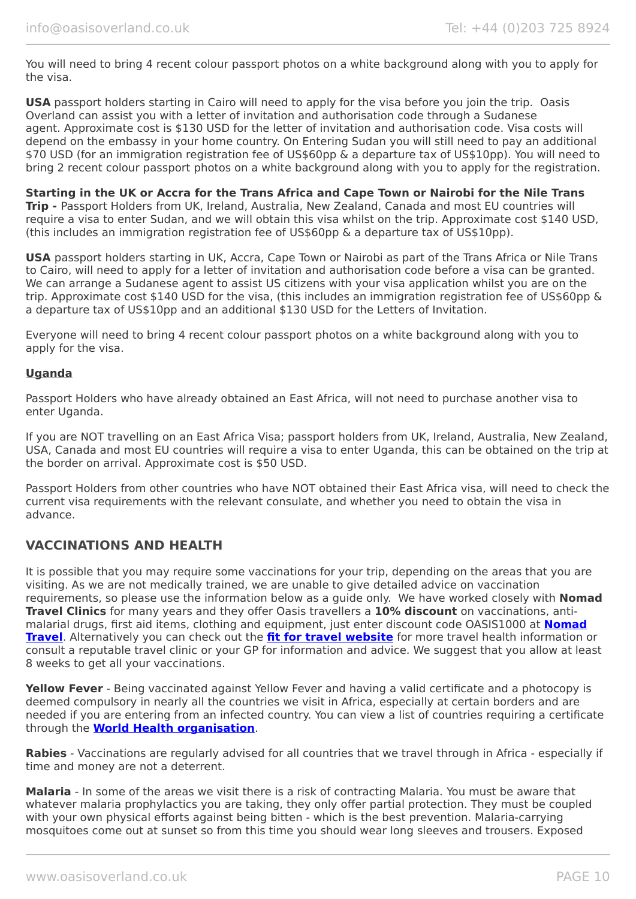You will need to bring 4 recent colour passport photos on a white background along with you to apply for the visa.

**USA** passport holders starting in Cairo will need to apply for the visa before you join the trip. Oasis Overland can assist you with a letter of invitation and authorisation code through a Sudanese agent. Approximate cost is $130 USD for the letter of invitation and authorisation code. Visa costs will depend on the embassy in your home country. On Entering Sudan you will still need to pay an additional $70 USD (for an immigration registration fee of US$60pp & a departure tax of US$10pp). You will need to bring 2 recent colour passport photos on a white background along with you to apply for the registration.

**Starting in the UK or Accra for the Trans Africa and Cape Town or Nairobi for the Nile Trans Trip -** Passport Holders from UK, Ireland, Australia, New Zealand, Canada and most EU countries will require a visa to enter Sudan, and we will obtain this visa whilst on the trip. Approximate cost $140 USD, (this includes an immigration registration fee of US$60pp & a departure tax of US$10pp).

**USA** passport holders starting in UK, Accra, Cape Town or Nairobi as part of the Trans Africa or Nile Trans to Cairo, will need to apply for a letter of invitation and authorisation code before a visa can be granted. We can arrange a Sudanese agent to assist US citizens with your visa application whilst you are on the trip. Approximate cost $140 USD for the visa, (this includes an immigration registration fee of US$60pp & a departure tax of US$10pp and an additional $130 USD for the Letters of Invitation.

Everyone will need to bring 4 recent colour passport photos on a white background along with you to apply for the visa.

**Uganda**

Passport Holders who have already obtained an East Africa, will not need to purchase another visa to enter Uganda.

If you are NOT travelling on an East Africa Visa; passport holders from UK, Ireland, Australia, New Zealand, USA, Canada and most EU countries will require a visa to enter Uganda, this can be obtained on the trip at the border on arrival. Approximate cost is $50 USD.

Passport Holders from other countries who have NOT obtained their East Africa visa, will need to check the current visa requirements with the relevant consulate, and whether you need to obtain the visa in advance.

## VACCINATIONS AND HEALTH

It is possible that you may require some vaccinations for your trip, depending on the areas that you are visiting. As we are not medically trained, we are unable to give detailed advice on vaccination requirements, so please use the information below as a guide only. We have worked closely with **Nomad Travel Clinics** for many years and they offer Oasis travellers a **10% discount** on vaccinations, anti-malarial drugs, first aid items, clothing and equipment, just enter discount code OASIS1000 at **Nomad Travel**. Alternatively you can check out the **fit for travel website** for more travel health information or consult a reputable travel clinic or your GP for information and advice. We suggest that you allow at least 8 weeks to get all your vaccinations.

**Yellow Fever** - Being vaccinated against Yellow Fever and having a valid certificate and a photocopy is deemed compulsory in nearly all the countries we visit in Africa, especially at certain borders and are needed if you are entering from an infected country. You can view a list of countries requiring a certificate through the **World Health organisation**.

**Rabies** - Vaccinations are regularly advised for all countries that we travel through in Africa - especially if time and money are not a deterrent.

**Malaria** - In some of the areas we visit there is a risk of contracting Malaria. You must be aware that whatever malaria prophylactics you are taking, they only offer partial protection. They must be coupled with your own physical efforts against being bitten - which is the best prevention. Malaria-carrying mosquitoes come out at sunset so from this time you should wear long sleeves and trousers. Exposed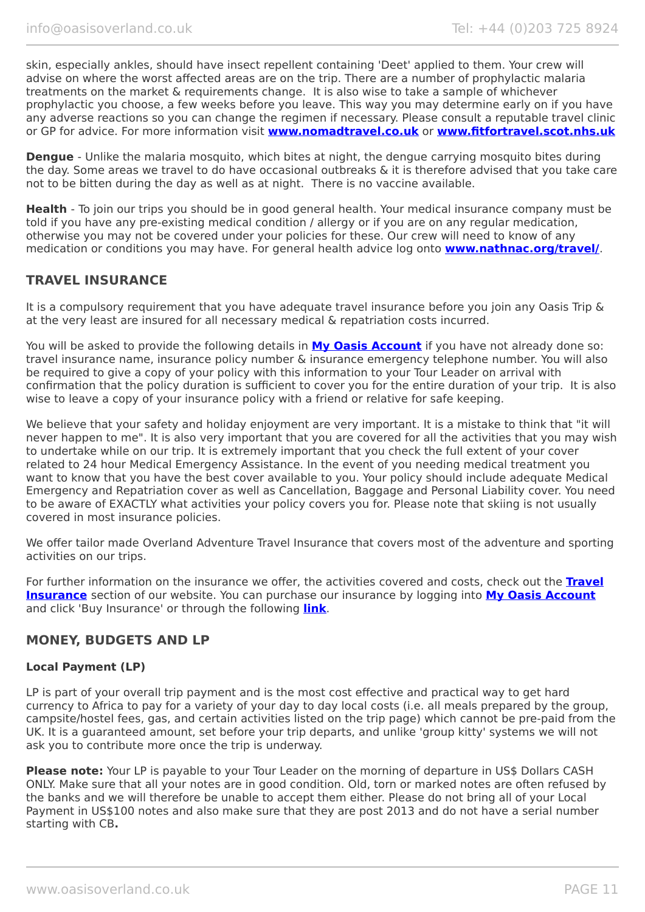skin, especially ankles, should have insect repellent containing 'Deet' applied to them. Your crew will advise on where the worst affected areas are on the trip. There are a number of prophylactic malaria treatments on the market & requirements change. It is also wise to take a sample of whichever prophylactic you choose, a few weeks before you leave. This way you may determine early on if you have any adverse reactions so you can change the regimen if necessary. Please consult a reputable travel clinic or GP for advice. For more information visit **www.nomadtravel.co.uk** or **www.fitfortravel.scot.nhs.uk**

**Dengue** - Unlike the malaria mosquito, which bites at night, the dengue carrying mosquito bites during the day. Some areas we travel to do have occasional outbreaks & it is therefore advised that you take care not to be bitten during the day as well as at night. There is no vaccine available.

**Health** - To join our trips you should be in good general health. Your medical insurance company must be told if you have any pre-existing medical condition / allergy or if you are on any regular medication, otherwise you may not be covered under your policies for these. Our crew will need to know of any medication or conditions you may have. For general health advice log onto **www.nathnac.org/travel/**.

## TRAVEL INSURANCE

It is a compulsory requirement that you have adequate travel insurance before you join any Oasis Trip & at the very least are insured for all necessary medical & repatriation costs incurred.

You will be asked to provide the following details in **My Oasis Account** if you have not already done so: travel insurance name, insurance policy number & insurance emergency telephone number. You will also be required to give a copy of your policy with this information to your Tour Leader on arrival with confirmation that the policy duration is sufficient to cover you for the entire duration of your trip. It is also wise to leave a copy of your insurance policy with a friend or relative for safe keeping.

We believe that your safety and holiday enjoyment are very important. It is a mistake to think that "it will never happen to me". It is also very important that you are covered for all the activities that you may wish to undertake while on our trip. It is extremely important that you check the full extent of your cover related to 24 hour Medical Emergency Assistance. In the event of you needing medical treatment you want to know that you have the best cover available to you. Your policy should include adequate Medical Emergency and Repatriation cover as well as Cancellation, Baggage and Personal Liability cover. You need to be aware of EXACTLY what activities your policy covers you for. Please note that skiing is not usually covered in most insurance policies.

We offer tailor made Overland Adventure Travel Insurance that covers most of the adventure and sporting activities on our trips.

For further information on the insurance we offer, the activities covered and costs, check out the **Travel Insurance** section of our website. You can purchase our insurance by logging into **My Oasis Account** and click 'Buy Insurance' or through the following **link**.

## MONEY, BUDGETS AND LP

### Local Payment (LP)

LP is part of your overall trip payment and is the most cost effective and practical way to get hard currency to Africa to pay for a variety of your day to day local costs (i.e. all meals prepared by the group, campsite/hostel fees, gas, and certain activities listed on the trip page) which cannot be pre-paid from the UK. It is a guaranteed amount, set before your trip departs, and unlike 'group kitty' systems we will not ask you to contribute more once the trip is underway.

**Please note:** Your LP is payable to your Tour Leader on the morning of departure in US$ Dollars CASH ONLY. Make sure that all your notes are in good condition. Old, torn or marked notes are often refused by the banks and we will therefore be unable to accept them either. Please do not bring all of your Local Payment in US$100 notes and also make sure that they are post 2013 and do not have a serial number starting with CB**.**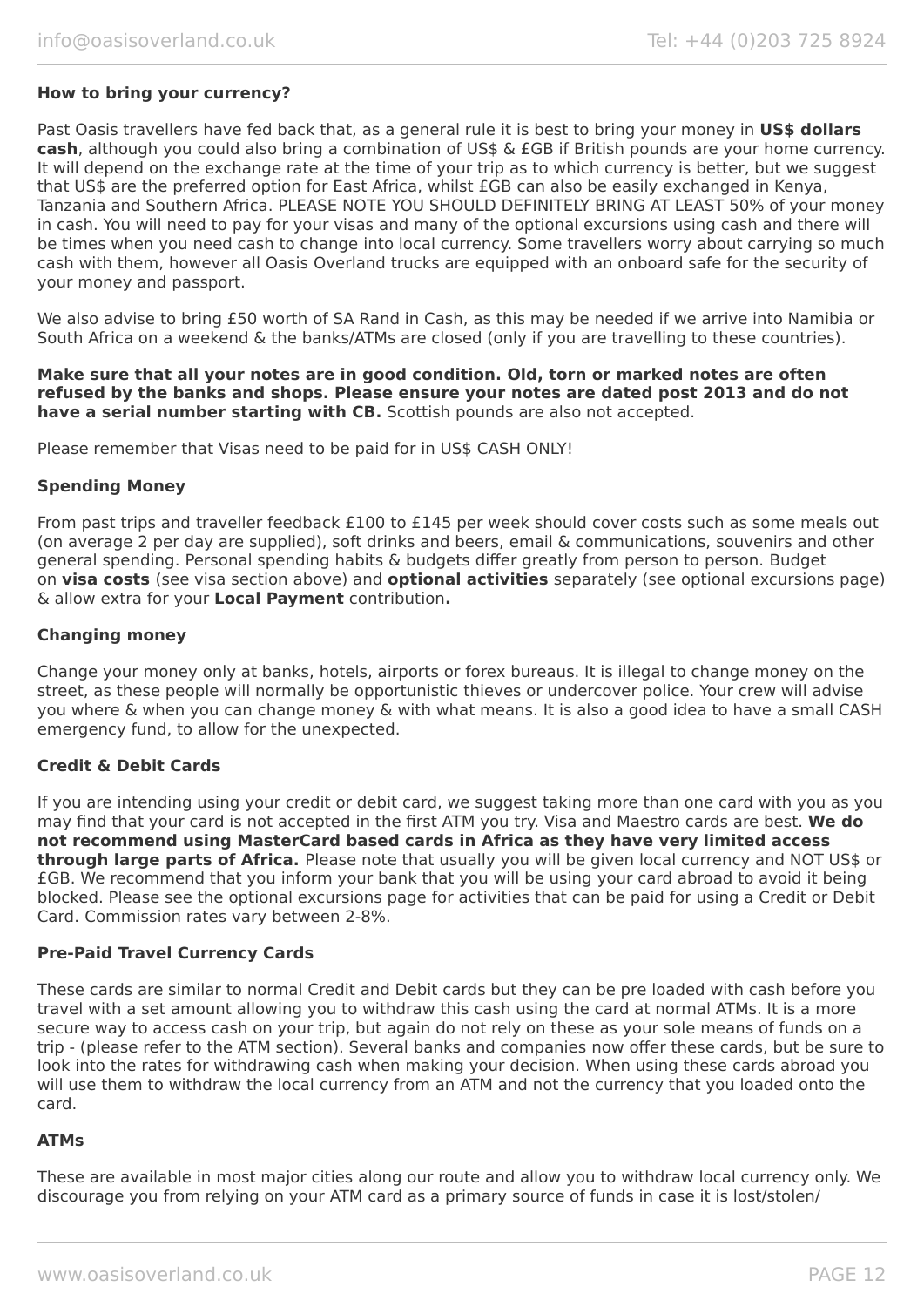### How to bring your currency?

Past Oasis travellers have fed back that, as a general rule it is best to bring your money in **US$ dollars cash**, although you could also bring a combination of US$ & £GB if British pounds are your home currency. It will depend on the exchange rate at the time of your trip as to which currency is better, but we suggest that US$ are the preferred option for East Africa, whilst £GB can also be easily exchanged in Kenya, Tanzania and Southern Africa. PLEASE NOTE YOU SHOULD DEFINITELY BRING AT LEAST 50% of your money in cash. You will need to pay for your visas and many of the optional excursions using cash and there will be times when you need cash to change into local currency. Some travellers worry about carrying so much cash with them, however all Oasis Overland trucks are equipped with an onboard safe for the security of your money and passport.

We also advise to bring £50 worth of SA Rand in Cash, as this may be needed if we arrive into Namibia or South Africa on a weekend & the banks/ATMs are closed (only if you are travelling to these countries).

**Make sure that all your notes are in good condition. Old, torn or marked notes are often refused by the banks and shops. Please ensure your notes are dated post 2013 and do not have a serial number starting with CB.** Scottish pounds are also not accepted.

Please remember that Visas need to be paid for in US$ CASH ONLY!

### Spending Money

From past trips and traveller feedback £100 to £145 per week should cover costs such as some meals out (on average 2 per day are supplied), soft drinks and beers, email & communications, souvenirs and other general spending. Personal spending habits & budgets differ greatly from person to person. Budget on **visa costs** (see visa section above) and **optional activities** separately (see optional excursions page) & allow extra for your **Local Payment** contribution**.**

### Changing money

Change your money only at banks, hotels, airports or forex bureaus. It is illegal to change money on the street, as these people will normally be opportunistic thieves or undercover police. Your crew will advise you where & when you can change money & with what means. It is also a good idea to have a small CASH emergency fund, to allow for the unexpected.

### Credit & Debit Cards

If you are intending using your credit or debit card, we suggest taking more than one card with you as you may find that your card is not accepted in the first ATM you try. Visa and Maestro cards are best. **We do not recommend using MasterCard based cards in Africa as they have very limited access through large parts of Africa.** Please note that usually you will be given local currency and NOT US$ or £GB. We recommend that you inform your bank that you will be using your card abroad to avoid it being blocked. Please see the optional excursions page for activities that can be paid for using a Credit or Debit Card. Commission rates vary between 2-8%.

### Pre-Paid Travel Currency Cards

These cards are similar to normal Credit and Debit cards but they can be pre loaded with cash before you travel with a set amount allowing you to withdraw this cash using the card at normal ATMs. It is a more secure way to access cash on your trip, but again do not rely on these as your sole means of funds on a trip - (please refer to the ATM section). Several banks and companies now offer these cards, but be sure to look into the rates for withdrawing cash when making your decision. When using these cards abroad you will use them to withdraw the local currency from an ATM and not the currency that you loaded onto the card.

### ATMs

These are available in most major cities along our route and allow you to withdraw local currency only. We discourage you from relying on your ATM card as a primary source of funds in case it is lost/stolen/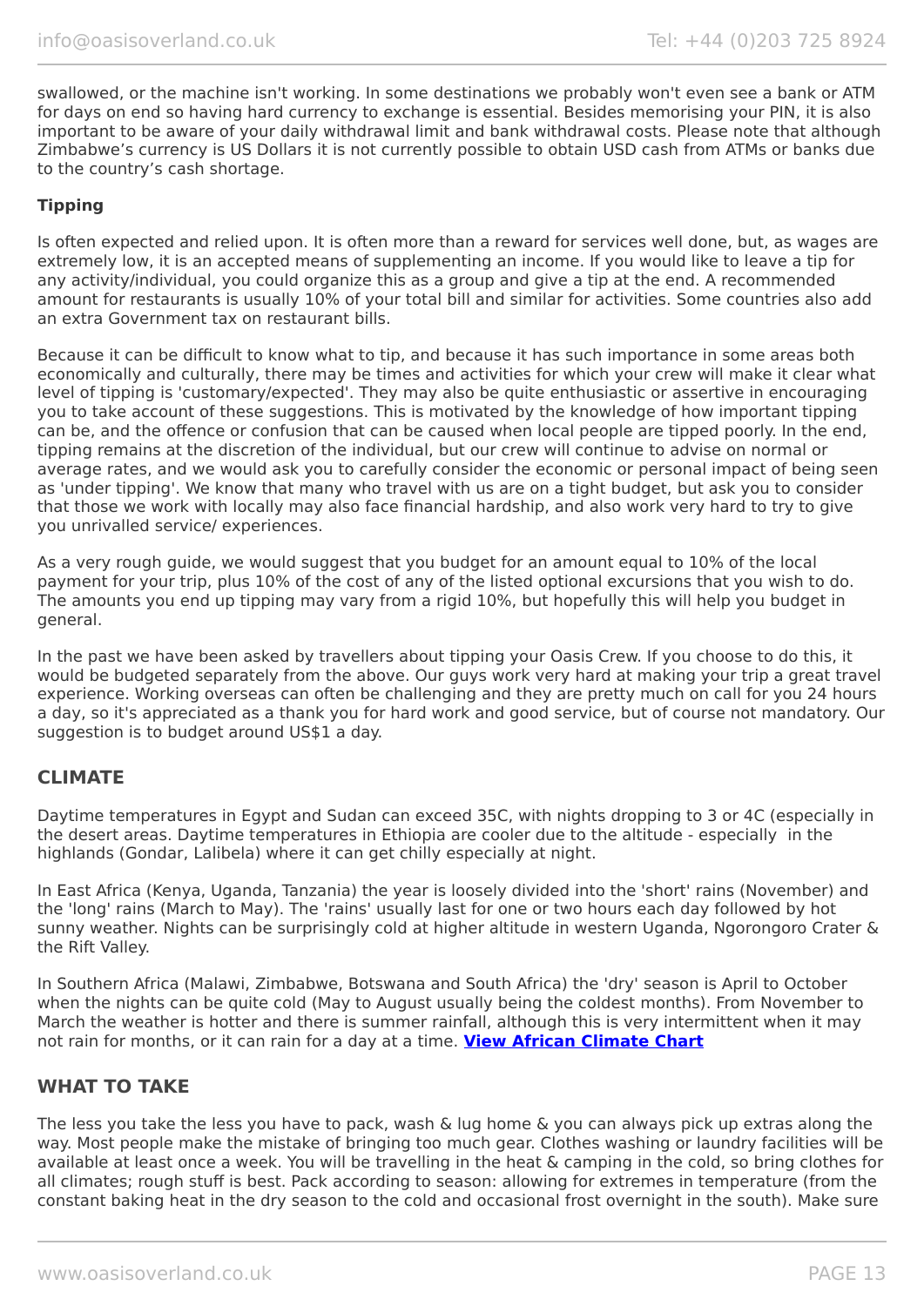swallowed, or the machine isn't working. In some destinations we probably won't even see a bank or ATM for days on end so having hard currency to exchange is essential. Besides memorising your PIN, it is also important to be aware of your daily withdrawal limit and bank withdrawal costs. Please note that although Zimbabwe's currency is US Dollars it is not currently possible to obtain USD cash from ATMs or banks due to the country's cash shortage.

**Tipping**

Is often expected and relied upon. It is often more than a reward for services well done, but, as wages are extremely low, it is an accepted means of supplementing an income. If you would like to leave a tip for any activity/individual, you could organize this as a group and give a tip at the end. A recommended amount for restaurants is usually 10% of your total bill and similar for activities. Some countries also add an extra Government tax on restaurant bills.

Because it can be difficult to know what to tip, and because it has such importance in some areas both economically and culturally, there may be times and activities for which your crew will make it clear what level of tipping is 'customary/expected'. They may also be quite enthusiastic or assertive in encouraging you to take account of these suggestions. This is motivated by the knowledge of how important tipping can be, and the offence or confusion that can be caused when local people are tipped poorly. In the end, tipping remains at the discretion of the individual, but our crew will continue to advise on normal or average rates, and we would ask you to carefully consider the economic or personal impact of being seen as 'under tipping'. We know that many who travel with us are on a tight budget, but ask you to consider that those we work with locally may also face financial hardship, and also work very hard to try to give you unrivalled service/ experiences.

As a very rough guide, we would suggest that you budget for an amount equal to 10% of the local payment for your trip, plus 10% of the cost of any of the listed optional excursions that you wish to do. The amounts you end up tipping may vary from a rigid 10%, but hopefully this will help you budget in general.

In the past we have been asked by travellers about tipping your Oasis Crew. If you choose to do this, it would be budgeted separately from the above. Our guys work very hard at making your trip a great travel experience. Working overseas can often be challenging and they are pretty much on call for you 24 hours a day, so it's appreciated as a thank you for hard work and good service, but of course not mandatory. Our suggestion is to budget around US$1 a day.

## CLIMATE

Daytime temperatures in Egypt and Sudan can exceed 35C, with nights dropping to 3 or 4C (especially in the desert areas. Daytime temperatures in Ethiopia are cooler due to the altitude - especially in the highlands (Gondar, Lalibela) where it can get chilly especially at night.

In East Africa (Kenya, Uganda, Tanzania) the year is loosely divided into the 'short' rains (November) and the 'long' rains (March to May). The 'rains' usually last for one or two hours each day followed by hot sunny weather. Nights can be surprisingly cold at higher altitude in western Uganda, Ngorongoro Crater & the Rift Valley.

In Southern Africa (Malawi, Zimbabwe, Botswana and South Africa) the 'dry' season is April to October when the nights can be quite cold (May to August usually being the coldest months). From November to March the weather is hotter and there is summer rainfall, although this is very intermittent when it may not rain for months, or it can rain for a day at a time. **View African Climate Chart**

## WHAT TO TAKE

The less you take the less you have to pack, wash & lug home & you can always pick up extras along the way. Most people make the mistake of bringing too much gear. Clothes washing or laundry facilities will be available at least once a week. You will be travelling in the heat & camping in the cold, so bring clothes for all climates; rough stuff is best. Pack according to season: allowing for extremes in temperature (from the constant baking heat in the dry season to the cold and occasional frost overnight in the south). Make sure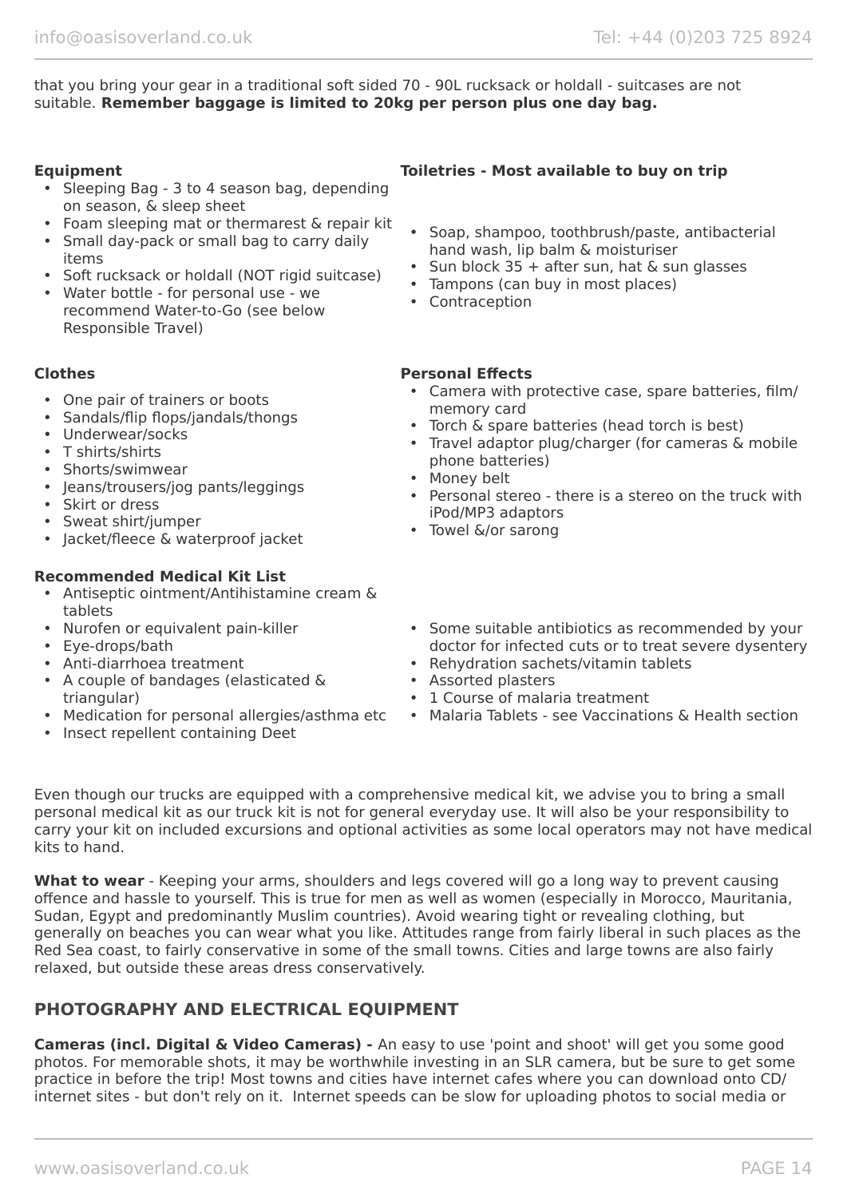that you bring your gear in a traditional soft sided 70 - 90L rucksack or holdall - suitcases are not suitable. **Remember baggage is limited to 20kg per person plus one day bag.**

**Equipment**

- Sleeping Bag - 3 to 4 season bag, depending on season, & sleep sheet
- Foam sleeping mat or thermarest & repair kit
- Small day-pack or small bag to carry daily items
- Soft rucksack or holdall (NOT rigid suitcase)
- Water bottle - for personal use - we recommend Water-to-Go (see below Responsible Travel)

**Toiletries - Most available to buy on trip**

- Soap, shampoo, toothbrush/paste, antibacterial hand wash, lip balm & moisturiser
- Sun block 35 + after sun, hat & sun glasses
- Tampons (can buy in most places)
- Contraception

**Clothes**

- One pair of trainers or boots
- Sandals/flip flops/jandals/thongs
- Underwear/socks
- T shirts/shirts
- Shorts/swimwear
- Jeans/trousers/jog pants/leggings
- Skirt or dress
- Sweat shirt/jumper
- Jacket/fleece & waterproof jacket

**Personal Effects**

- Camera with protective case, spare batteries, film/ memory card
- Torch & spare batteries (head torch is best)
- Travel adaptor plug/charger (for cameras & mobile phone batteries)
- Money belt
- Personal stereo - there is a stereo on the truck with iPod/MP3 adaptors
- Towel &/or sarong

**Recommended Medical Kit List**

- Antiseptic ointment/Antihistamine cream & tablets
- Nurofen or equivalent pain-killer
- Eye-drops/bath
- Anti-diarrhoea treatment
- A couple of bandages (elasticated & triangular)
- Medication for personal allergies/asthma etc
- Insect repellent containing Deet
- Some suitable antibiotics as recommended by your doctor for infected cuts or to treat severe dysentery
- Rehydration sachets/vitamin tablets
- Assorted plasters
- 1 Course of malaria treatment
- Malaria Tablets - see Vaccinations & Health section

Even though our trucks are equipped with a comprehensive medical kit, we advise you to bring a small personal medical kit as our truck kit is not for general everyday use. It will also be your responsibility to carry your kit on included excursions and optional activities as some local operators may not have medical kits to hand.

**What to wear** - Keeping your arms, shoulders and legs covered will go a long way to prevent causing offence and hassle to yourself. This is true for men as well as women (especially in Morocco, Mauritania, Sudan, Egypt and predominantly Muslim countries). Avoid wearing tight or revealing clothing, but generally on beaches you can wear what you like. Attitudes range from fairly liberal in such places as the Red Sea coast, to fairly conservative in some of the small towns. Cities and large towns are also fairly relaxed, but outside these areas dress conservatively.

## PHOTOGRAPHY AND ELECTRICAL EQUIPMENT

**Cameras (incl. Digital & Video Cameras) -** An easy to use 'point and shoot' will get you some good photos. For memorable shots, it may be worthwhile investing in an SLR camera, but be sure to get some practice in before the trip! Most towns and cities have internet cafes where you can download onto CD/ internet sites - but don't rely on it. Internet speeds can be slow for uploading photos to social media or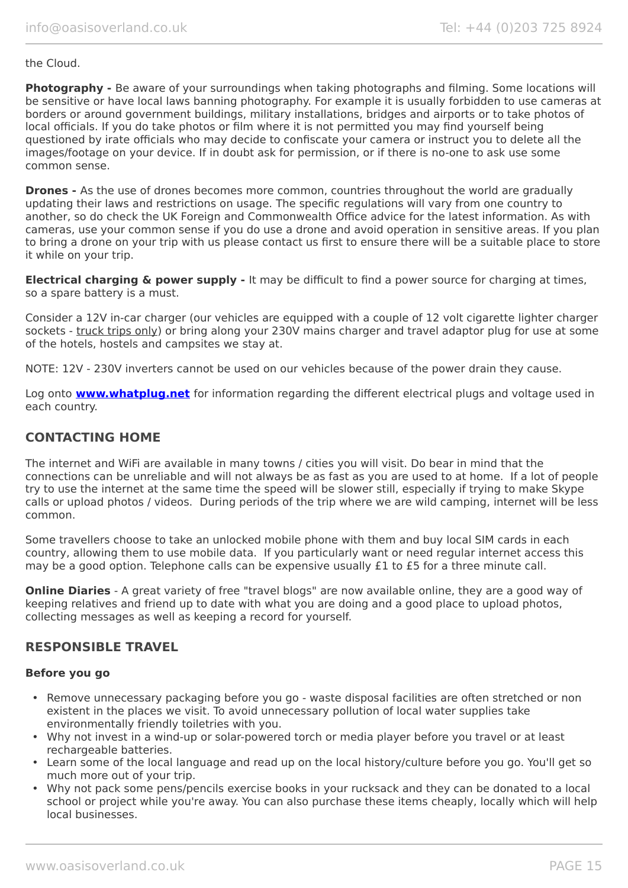the Cloud.

**Photography -** Be aware of your surroundings when taking photographs and filming. Some locations will be sensitive or have local laws banning photography. For example it is usually forbidden to use cameras at borders or around government buildings, military installations, bridges and airports or to take photos of local officials. If you do take photos or film where it is not permitted you may find yourself being questioned by irate officials who may decide to confiscate your camera or instruct you to delete all the images/footage on your device. If in doubt ask for permission, or if there is no-one to ask use some common sense.

**Drones -** As the use of drones becomes more common, countries throughout the world are gradually updating their laws and restrictions on usage. The specific regulations will vary from one country to another, so do check the UK Foreign and Commonwealth Office advice for the latest information. As with cameras, use your common sense if you do use a drone and avoid operation in sensitive areas. If you plan to bring a drone on your trip with us please contact us first to ensure there will be a suitable place to store it while on your trip.

**Electrical charging & power supply -** It may be difficult to find a power source for charging at times, so a spare battery is a must.

Consider a 12V in-car charger (our vehicles are equipped with a couple of 12 volt cigarette lighter charger sockets - truck trips only) or bring along your 230V mains charger and travel adaptor plug for use at some of the hotels, hostels and campsites we stay at.

NOTE: 12V - 230V inverters cannot be used on our vehicles because of the power drain they cause.

Log onto **www.whatplug.net** for information regarding the different electrical plugs and voltage used in each country.

## CONTACTING HOME

The internet and WiFi are available in many towns / cities you will visit. Do bear in mind that the connections can be unreliable and will not always be as fast as you are used to at home. If a lot of people try to use the internet at the same time the speed will be slower still, especially if trying to make Skype calls or upload photos / videos. During periods of the trip where we are wild camping, internet will be less common.

Some travellers choose to take an unlocked mobile phone with them and buy local SIM cards in each country, allowing them to use mobile data. If you particularly want or need regular internet access this may be a good option. Telephone calls can be expensive usually £1 to £5 for a three minute call.

**Online Diaries** - A great variety of free "travel blogs" are now available online, they are a good way of keeping relatives and friend up to date with what you are doing and a good place to upload photos, collecting messages as well as keeping a record for yourself.

## RESPONSIBLE TRAVEL

### Before you go

- Remove unnecessary packaging before you go - waste disposal facilities are often stretched or non existent in the places we visit. To avoid unnecessary pollution of local water supplies take environmentally friendly toiletries with you.
- Why not invest in a wind-up or solar-powered torch or media player before you travel or at least rechargeable batteries.
- Learn some of the local language and read up on the local history/culture before you go. You'll get so much more out of your trip.
- Why not pack some pens/pencils exercise books in your rucksack and they can be donated to a local school or project while you're away. You can also purchase these items cheaply, locally which will help local businesses.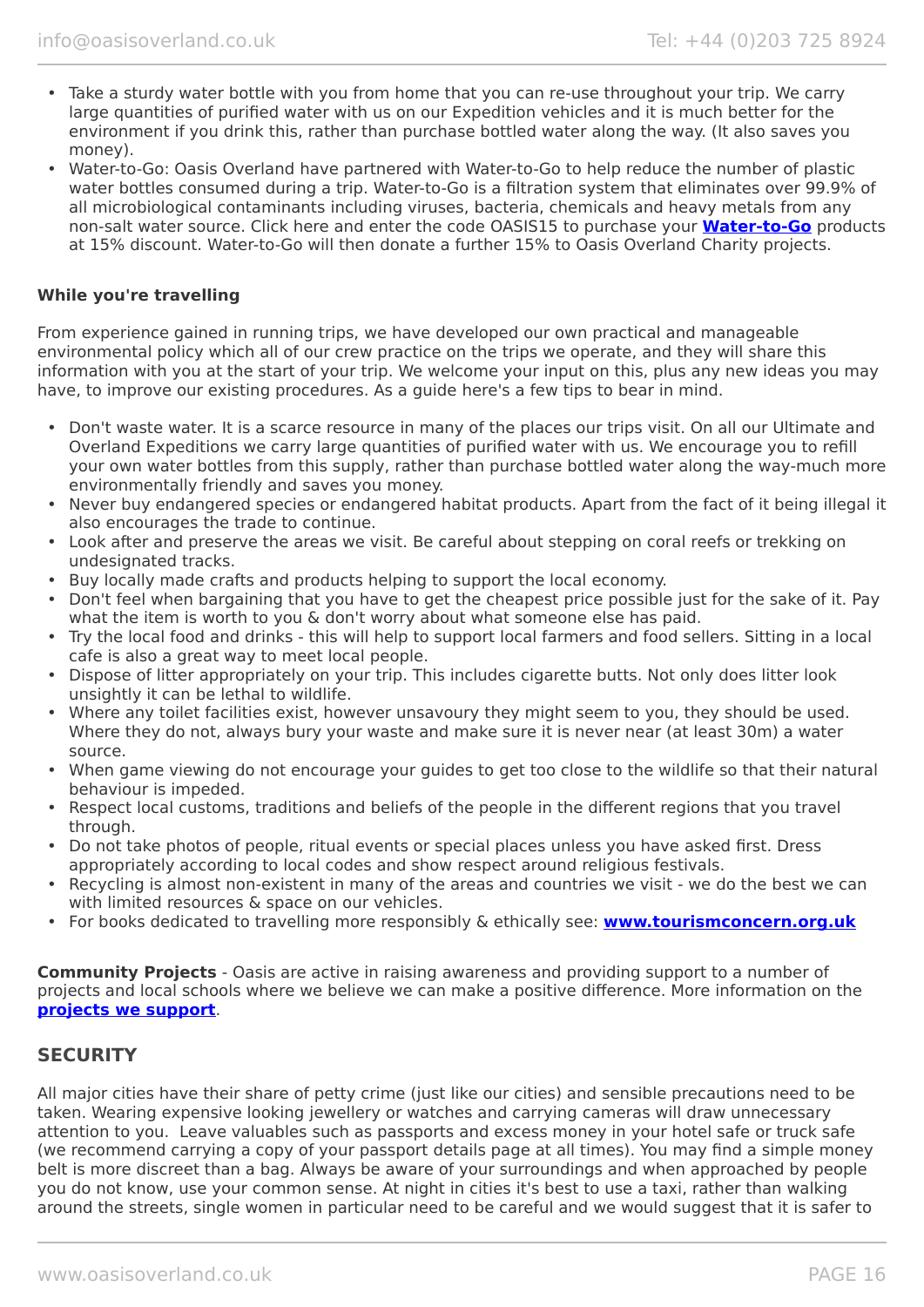- Take a sturdy water bottle with you from home that you can re-use throughout your trip. We carry large quantities of purified water with us on our Expedition vehicles and it is much better for the environment if you drink this, rather than purchase bottled water along the way. (It also saves you money).
- Water-to-Go: Oasis Overland have partnered with Water-to-Go to help reduce the number of plastic water bottles consumed during a trip. Water-to-Go is a filtration system that eliminates over 99.9% of all microbiological contaminants including viruses, bacteria, chemicals and heavy metals from any non-salt water source. Click here and enter the code OASIS15 to purchase your **Water-to-Go** products at 15% discount. Water-to-Go will then donate a further 15% to Oasis Overland Charity projects.

**While you're travelling**

From experience gained in running trips, we have developed our own practical and manageable environmental policy which all of our crew practice on the trips we operate, and they will share this information with you at the start of your trip. We welcome your input on this, plus any new ideas you may have, to improve our existing procedures. As a guide here's a few tips to bear in mind.

- Don't waste water. It is a scarce resource in many of the places our trips visit. On all our Ultimate and Overland Expeditions we carry large quantities of purified water with us. We encourage you to refill your own water bottles from this supply, rather than purchase bottled water along the way-much more environmentally friendly and saves you money.
- Never buy endangered species or endangered habitat products. Apart from the fact of it being illegal it also encourages the trade to continue.
- Look after and preserve the areas we visit. Be careful about stepping on coral reefs or trekking on undesignated tracks.
- Buy locally made crafts and products helping to support the local economy.
- Don't feel when bargaining that you have to get the cheapest price possible just for the sake of it. Pay what the item is worth to you & don't worry about what someone else has paid.
- Try the local food and drinks - this will help to support local farmers and food sellers. Sitting in a local cafe is also a great way to meet local people.
- Dispose of litter appropriately on your trip. This includes cigarette butts. Not only does litter look unsightly it can be lethal to wildlife.
- Where any toilet facilities exist, however unsavoury they might seem to you, they should be used. Where they do not, always bury your waste and make sure it is never near (at least 30m) a water source.
- When game viewing do not encourage your guides to get too close to the wildlife so that their natural behaviour is impeded.
- Respect local customs, traditions and beliefs of the people in the different regions that you travel through.
- Do not take photos of people, ritual events or special places unless you have asked first. Dress appropriately according to local codes and show respect around religious festivals.
- Recycling is almost non-existent in many of the areas and countries we visit - we do the best we can with limited resources & space on our vehicles.
- For books dedicated to travelling more responsibly & ethically see: **www.tourismconcern.org.uk**

**Community Projects** - Oasis are active in raising awareness and providing support to a number of projects and local schools where we believe we can make a positive difference. More information on the **projects we support**.

## SECURITY

All major cities have their share of petty crime (just like our cities) and sensible precautions need to be taken. Wearing expensive looking jewellery or watches and carrying cameras will draw unnecessary attention to you. Leave valuables such as passports and excess money in your hotel safe or truck safe (we recommend carrying a copy of your passport details page at all times). You may find a simple money belt is more discreet than a bag. Always be aware of your surroundings and when approached by people you do not know, use your common sense. At night in cities it's best to use a taxi, rather than walking around the streets, single women in particular need to be careful and we would suggest that it is safer to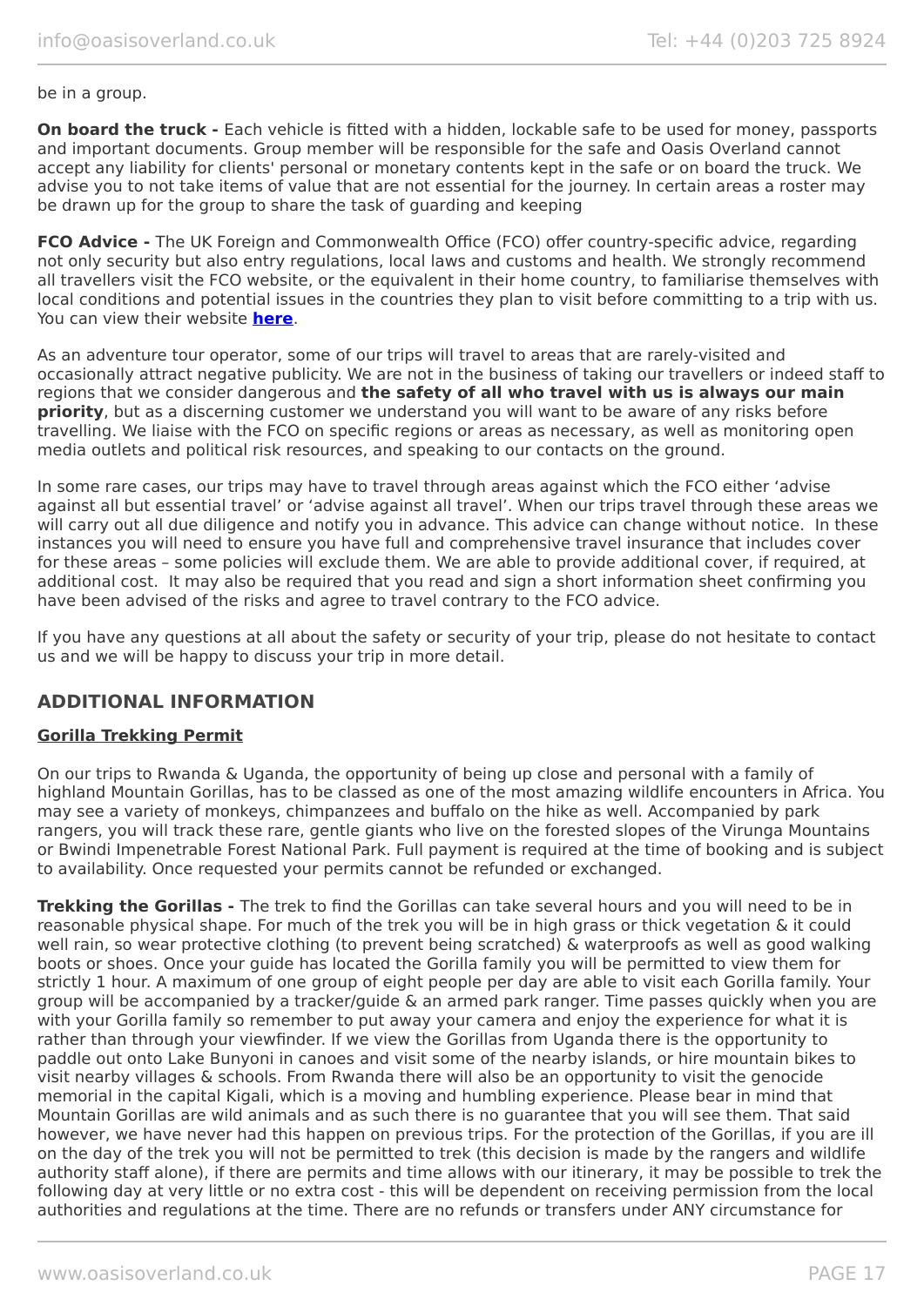be in a group.

**On board the truck -** Each vehicle is fitted with a hidden, lockable safe to be used for money, passports and important documents. Group member will be responsible for the safe and Oasis Overland cannot accept any liability for clients' personal or monetary contents kept in the safe or on board the truck. We advise you to not take items of value that are not essential for the journey. In certain areas a roster may be drawn up for the group to share the task of guarding and keeping

**FCO Advice -** The UK Foreign and Commonwealth Office (FCO) offer country-specific advice, regarding not only security but also entry regulations, local laws and customs and health. We strongly recommend all travellers visit the FCO website, or the equivalent in their home country, to familiarise themselves with local conditions and potential issues in the countries they plan to visit before committing to a trip with us. You can view their website **here**.

As an adventure tour operator, some of our trips will travel to areas that are rarely-visited and occasionally attract negative publicity. We are not in the business of taking our travellers or indeed staff to regions that we consider dangerous and **the safety of all who travel with us is always our main priority**, but as a discerning customer we understand you will want to be aware of any risks before travelling. We liaise with the FCO on specific regions or areas as necessary, as well as monitoring open media outlets and political risk resources, and speaking to our contacts on the ground.

In some rare cases, our trips may have to travel through areas against which the FCO either 'advise against all but essential travel' or 'advise against all travel'. When our trips travel through these areas we will carry out all due diligence and notify you in advance. This advice can change without notice. In these instances you will need to ensure you have full and comprehensive travel insurance that includes cover for these areas – some policies will exclude them. We are able to provide additional cover, if required, at additional cost. It may also be required that you read and sign a short information sheet confirming you have been advised of the risks and agree to travel contrary to the FCO advice.

If you have any questions at all about the safety or security of your trip, please do not hesitate to contact us and we will be happy to discuss your trip in more detail.

## ADDITIONAL INFORMATION

### Gorilla Trekking Permit

On our trips to Rwanda & Uganda, the opportunity of being up close and personal with a family of highland Mountain Gorillas, has to be classed as one of the most amazing wildlife encounters in Africa. You may see a variety of monkeys, chimpanzees and buffalo on the hike as well. Accompanied by park rangers, you will track these rare, gentle giants who live on the forested slopes of the Virunga Mountains or Bwindi Impenetrable Forest National Park. Full payment is required at the time of booking and is subject to availability. Once requested your permits cannot be refunded or exchanged.

**Trekking the Gorillas -** The trek to find the Gorillas can take several hours and you will need to be in reasonable physical shape. For much of the trek you will be in high grass or thick vegetation & it could well rain, so wear protective clothing (to prevent being scratched) & waterproofs as well as good walking boots or shoes. Once your guide has located the Gorilla family you will be permitted to view them for strictly 1 hour. A maximum of one group of eight people per day are able to visit each Gorilla family. Your group will be accompanied by a tracker/guide & an armed park ranger. Time passes quickly when you are with your Gorilla family so remember to put away your camera and enjoy the experience for what it is rather than through your viewfinder. If we view the Gorillas from Uganda there is the opportunity to paddle out onto Lake Bunyoni in canoes and visit some of the nearby islands, or hire mountain bikes to visit nearby villages & schools. From Rwanda there will also be an opportunity to visit the genocide memorial in the capital Kigali, which is a moving and humbling experience. Please bear in mind that Mountain Gorillas are wild animals and as such there is no guarantee that you will see them. That said however, we have never had this happen on previous trips. For the protection of the Gorillas, if you are ill on the day of the trek you will not be permitted to trek (this decision is made by the rangers and wildlife authority staff alone), if there are permits and time allows with our itinerary, it may be possible to trek the following day at very little or no extra cost - this will be dependent on receiving permission from the local authorities and regulations at the time. There are no refunds or transfers under ANY circumstance for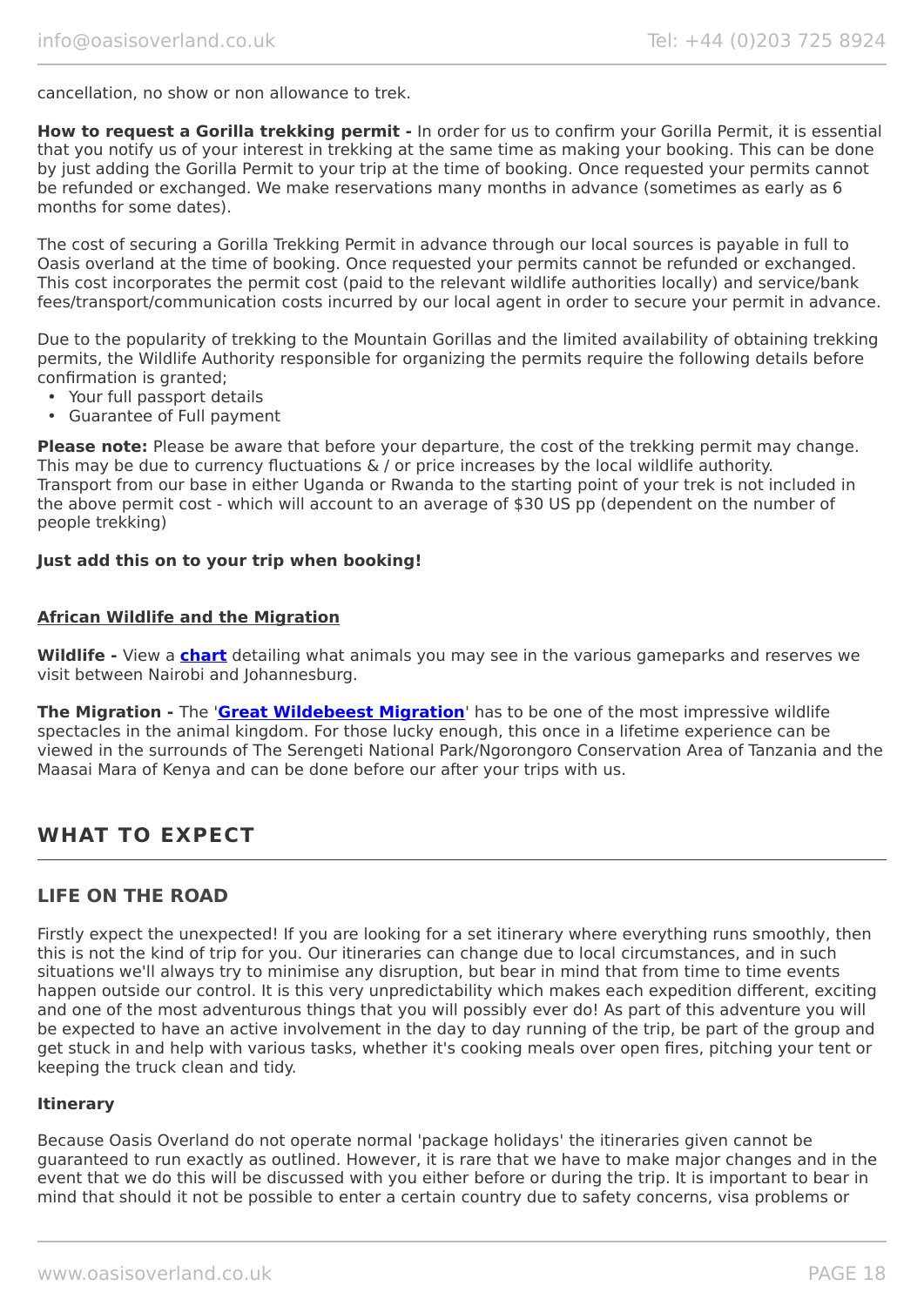cancellation, no show or non allowance to trek.

**How to request a Gorilla trekking permit -** In order for us to confirm your Gorilla Permit, it is essential that you notify us of your interest in trekking at the same time as making your booking. This can be done by just adding the Gorilla Permit to your trip at the time of booking. Once requested your permits cannot be refunded or exchanged. We make reservations many months in advance (sometimes as early as 6 months for some dates).

The cost of securing a Gorilla Trekking Permit in advance through our local sources is payable in full to Oasis overland at the time of booking. Once requested your permits cannot be refunded or exchanged. This cost incorporates the permit cost (paid to the relevant wildlife authorities locally) and service/bank fees/transport/communication costs incurred by our local agent in order to secure your permit in advance.

Due to the popularity of trekking to the Mountain Gorillas and the limited availability of obtaining trekking permits, the Wildlife Authority responsible for organizing the permits require the following details before confirmation is granted;

- Your full passport details
- Guarantee of Full payment

**Please note:** Please be aware that before your departure, the cost of the trekking permit may change. This may be due to currency fluctuations & / or price increases by the local wildlife authority. Transport from our base in either Uganda or Rwanda to the starting point of your trek is not included in the above permit cost - which will account to an average of $30 US pp (dependent on the number of people trekking)

**Just add this on to your trip when booking!**

**African Wildlife and the Migration**

**Wildlife -** View a **chart** detailing what animals you may see in the various gameparks and reserves we visit between Nairobi and Johannesburg.

**The Migration -** The '**Great Wildebeest Migration**' has to be one of the most impressive wildlife spectacles in the animal kingdom. For those lucky enough, this once in a lifetime experience can be viewed in the surrounds of The Serengeti National Park/Ngorongoro Conservation Area of Tanzania and the Maasai Mara of Kenya and can be done before our after your trips with us.

## WHAT TO EXPECT

### LIFE ON THE ROAD

Firstly expect the unexpected! If you are looking for a set itinerary where everything runs smoothly, then this is not the kind of trip for you. Our itineraries can change due to local circumstances, and in such situations we'll always try to minimise any disruption, but bear in mind that from time to time events happen outside our control. It is this very unpredictability which makes each expedition different, exciting and one of the most adventurous things that you will possibly ever do! As part of this adventure you will be expected to have an active involvement in the day to day running of the trip, be part of the group and get stuck in and help with various tasks, whether it's cooking meals over open fires, pitching your tent or keeping the truck clean and tidy.

**Itinerary**

Because Oasis Overland do not operate normal 'package holidays' the itineraries given cannot be guaranteed to run exactly as outlined. However, it is rare that we have to make major changes and in the event that we do this will be discussed with you either before or during the trip. It is important to bear in mind that should it not be possible to enter a certain country due to safety concerns, visa problems or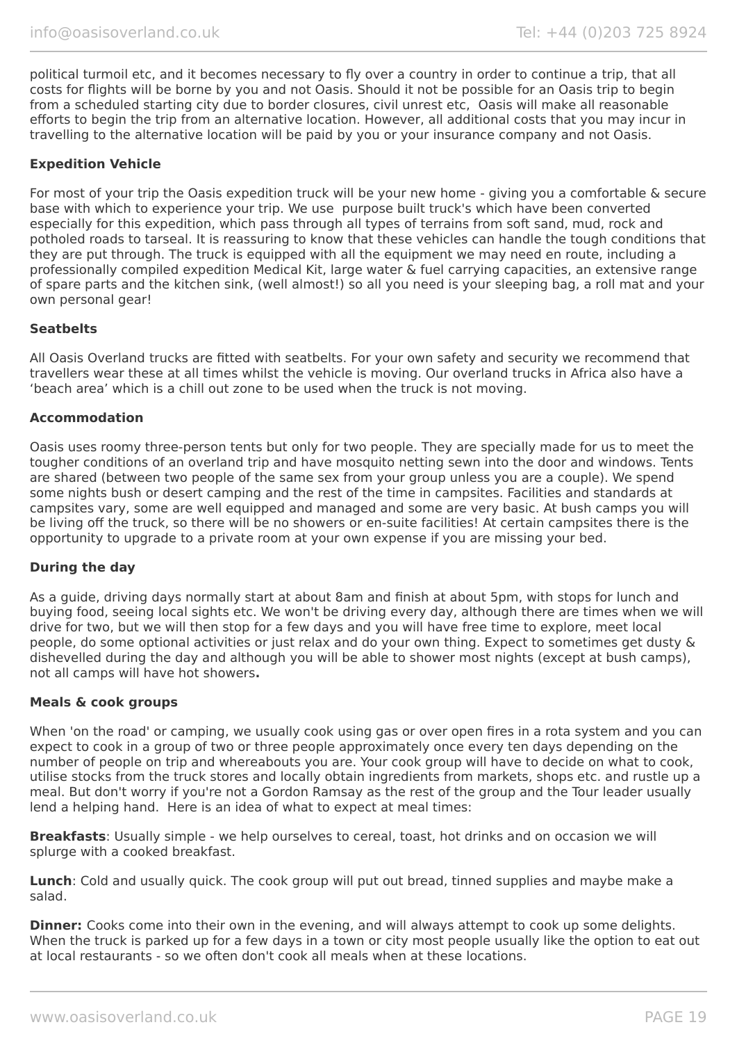political turmoil etc, and it becomes necessary to fly over a country in order to continue a trip, that all costs for flights will be borne by you and not Oasis. Should it not be possible for an Oasis trip to begin from a scheduled starting city due to border closures, civil unrest etc, Oasis will make all reasonable efforts to begin the trip from an alternative location. However, all additional costs that you may incur in travelling to the alternative location will be paid by you or your insurance company and not Oasis.

**Expedition Vehicle**

For most of your trip the Oasis expedition truck will be your new home - giving you a comfortable & secure base with which to experience your trip. We use purpose built truck's which have been converted especially for this expedition, which pass through all types of terrains from soft sand, mud, rock and potholed roads to tarseal. It is reassuring to know that these vehicles can handle the tough conditions that they are put through. The truck is equipped with all the equipment we may need en route, including a professionally compiled expedition Medical Kit, large water & fuel carrying capacities, an extensive range of spare parts and the kitchen sink, (well almost!) so all you need is your sleeping bag, a roll mat and your own personal gear!

**Seatbelts**

All Oasis Overland trucks are fitted with seatbelts. For your own safety and security we recommend that travellers wear these at all times whilst the vehicle is moving. Our overland trucks in Africa also have a 'beach area' which is a chill out zone to be used when the truck is not moving.

**Accommodation**

Oasis uses roomy three-person tents but only for two people. They are specially made for us to meet the tougher conditions of an overland trip and have mosquito netting sewn into the door and windows. Tents are shared (between two people of the same sex from your group unless you are a couple). We spend some nights bush or desert camping and the rest of the time in campsites. Facilities and standards at campsites vary, some are well equipped and managed and some are very basic. At bush camps you will be living off the truck, so there will be no showers or en-suite facilities! At certain campsites there is the opportunity to upgrade to a private room at your own expense if you are missing your bed.

**During the day**

As a guide, driving days normally start at about 8am and finish at about 5pm, with stops for lunch and buying food, seeing local sights etc. We won't be driving every day, although there are times when we will drive for two, but we will then stop for a few days and you will have free time to explore, meet local people, do some optional activities or just relax and do your own thing. Expect to sometimes get dusty & dishevelled during the day and although you will be able to shower most nights (except at bush camps), not all camps will have hot showers**.**

**Meals & cook groups**

When 'on the road' or camping, we usually cook using gas or over open fires in a rota system and you can expect to cook in a group of two or three people approximately once every ten days depending on the number of people on trip and whereabouts you are. Your cook group will have to decide on what to cook, utilise stocks from the truck stores and locally obtain ingredients from markets, shops etc. and rustle up a meal. But don't worry if you're not a Gordon Ramsay as the rest of the group and the Tour leader usually lend a helping hand. Here is an idea of what to expect at meal times:

**Breakfasts**: Usually simple - we help ourselves to cereal, toast, hot drinks and on occasion we will splurge with a cooked breakfast.

**Lunch**: Cold and usually quick. The cook group will put out bread, tinned supplies and maybe make a salad.

**Dinner:** Cooks come into their own in the evening, and will always attempt to cook up some delights. When the truck is parked up for a few days in a town or city most people usually like the option to eat out at local restaurants - so we often don't cook all meals when at these locations.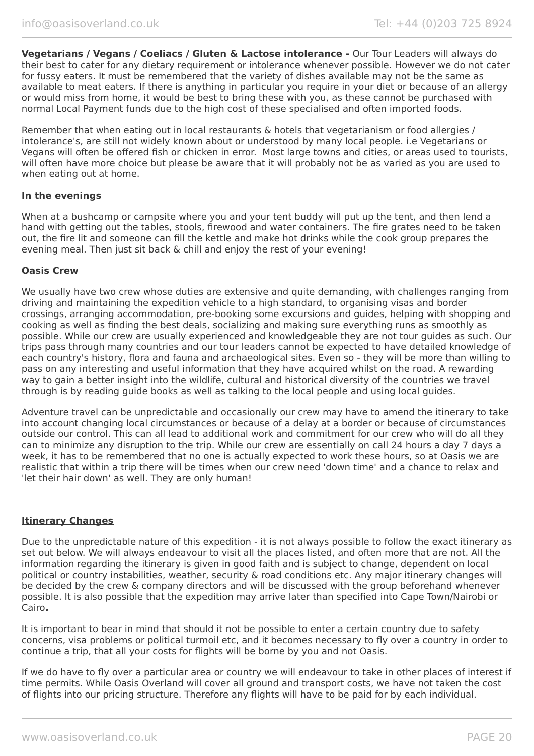**Vegetarians / Vegans / Coeliacs / Gluten & Lactose intolerance -** Our Tour Leaders will always do their best to cater for any dietary requirement or intolerance whenever possible. However we do not cater for fussy eaters. It must be remembered that the variety of dishes available may not be the same as available to meat eaters. If there is anything in particular you require in your diet or because of an allergy or would miss from home, it would be best to bring these with you, as these cannot be purchased with normal Local Payment funds due to the high cost of these specialised and often imported foods.

Remember that when eating out in local restaurants & hotels that vegetarianism or food allergies / intolerance's, are still not widely known about or understood by many local people. i.e Vegetarians or Vegans will often be offered fish or chicken in error. Most large towns and cities, or areas used to tourists, will often have more choice but please be aware that it will probably not be as varied as you are used to when eating out at home.

**In the evenings**

When at a bushcamp or campsite where you and your tent buddy will put up the tent, and then lend a hand with getting out the tables, stools, firewood and water containers. The fire grates need to be taken out, the fire lit and someone can fill the kettle and make hot drinks while the cook group prepares the evening meal. Then just sit back & chill and enjoy the rest of your evening!

**Oasis Crew**

We usually have two crew whose duties are extensive and quite demanding, with challenges ranging from driving and maintaining the expedition vehicle to a high standard, to organising visas and border crossings, arranging accommodation, pre-booking some excursions and guides, helping with shopping and cooking as well as finding the best deals, socializing and making sure everything runs as smoothly as possible. While our crew are usually experienced and knowledgeable they are not tour guides as such. Our trips pass through many countries and our tour leaders cannot be expected to have detailed knowledge of each country's history, flora and fauna and archaeological sites. Even so - they will be more than willing to pass on any interesting and useful information that they have acquired whilst on the road. A rewarding way to gain a better insight into the wildlife, cultural and historical diversity of the countries we travel through is by reading guide books as well as talking to the local people and using local guides.

Adventure travel can be unpredictable and occasionally our crew may have to amend the itinerary to take into account changing local circumstances or because of a delay at a border or because of circumstances outside our control. This can all lead to additional work and commitment for our crew who will do all they can to minimize any disruption to the trip. While our crew are essentially on call 24 hours a day 7 days a week, it has to be remembered that no one is actually expected to work these hours, so at Oasis we are realistic that within a trip there will be times when our crew need 'down time' and a chance to relax and 'let their hair down' as well. They are only human!

**Itinerary Changes**

Due to the unpredictable nature of this expedition - it is not always possible to follow the exact itinerary as set out below. We will always endeavour to visit all the places listed, and often more that are not. All the information regarding the itinerary is given in good faith and is subject to change, dependent on local political or country instabilities, weather, security & road conditions etc. Any major itinerary changes will be decided by the crew & company directors and will be discussed with the group beforehand whenever possible. It is also possible that the expedition may arrive later than specified into Cape Town/Nairobi or Cairo**.**

It is important to bear in mind that should it not be possible to enter a certain country due to safety concerns, visa problems or political turmoil etc, and it becomes necessary to fly over a country in order to continue a trip, that all your costs for flights will be borne by you and not Oasis.

If we do have to fly over a particular area or country we will endeavour to take in other places of interest if time permits. While Oasis Overland will cover all ground and transport costs, we have not taken the cost of flights into our pricing structure. Therefore any flights will have to be paid for by each individual.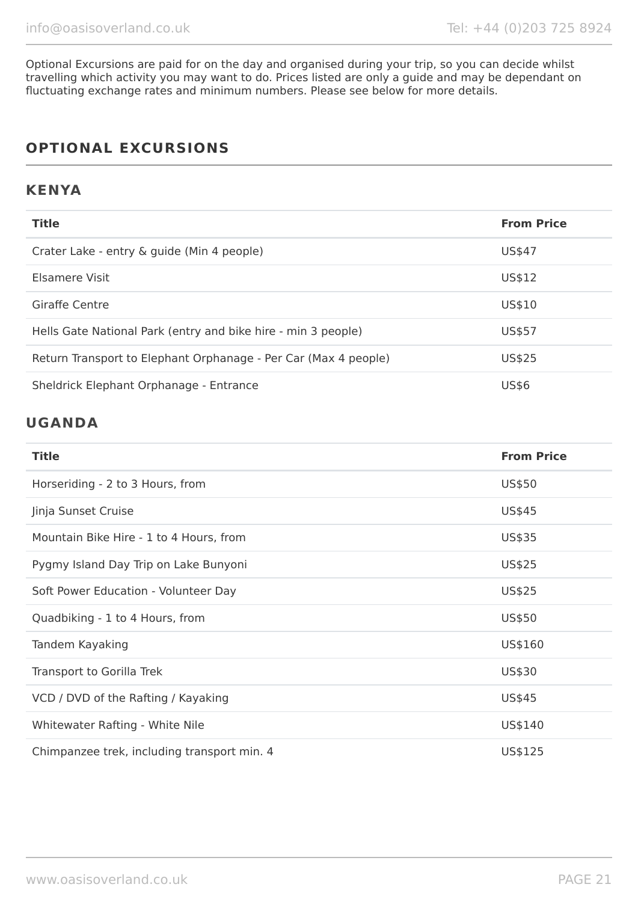Optional Excursions are paid for on the day and organised during your trip, so you can decide whilst travelling which activity you may want to do. Prices listed are only a guide and may be dependant on fluctuating exchange rates and minimum numbers. Please see below for more details.

## OPTIONAL EXCURSIONS

### KENYA

| Title | From Price |
|---|---|
| Crater Lake - entry & guide (Min 4 people) | US$47 |
| Elsamere Visit | US$12 |
| Giraffe Centre | US$10 |
| Hells Gate National Park (entry and bike hire - min 3 people) | US$57 |
| Return Transport to Elephant Orphanage - Per Car (Max 4 people) | US$25 |
| Sheldrick Elephant Orphanage - Entrance | US$6 |

### UGANDA

| Title | From Price |
|---|---|
| Horseriding - 2 to 3 Hours, from | US$50 |
| Jinja Sunset Cruise | US$45 |
| Mountain Bike Hire - 1 to 4 Hours, from | US$35 |
| Pygmy Island Day Trip on Lake Bunyoni | US$25 |
| Soft Power Education - Volunteer Day | US$25 |
| Quadbiking - 1 to 4 Hours, from | US$50 |
| Tandem Kayaking | US$160 |
| Transport to Gorilla Trek | US$30 |
| VCD / DVD of the Rafting / Kayaking | US$45 |
| Whitewater Rafting - White Nile | US$140 |
| Chimpanzee trek, including transport min. 4 | US$125 |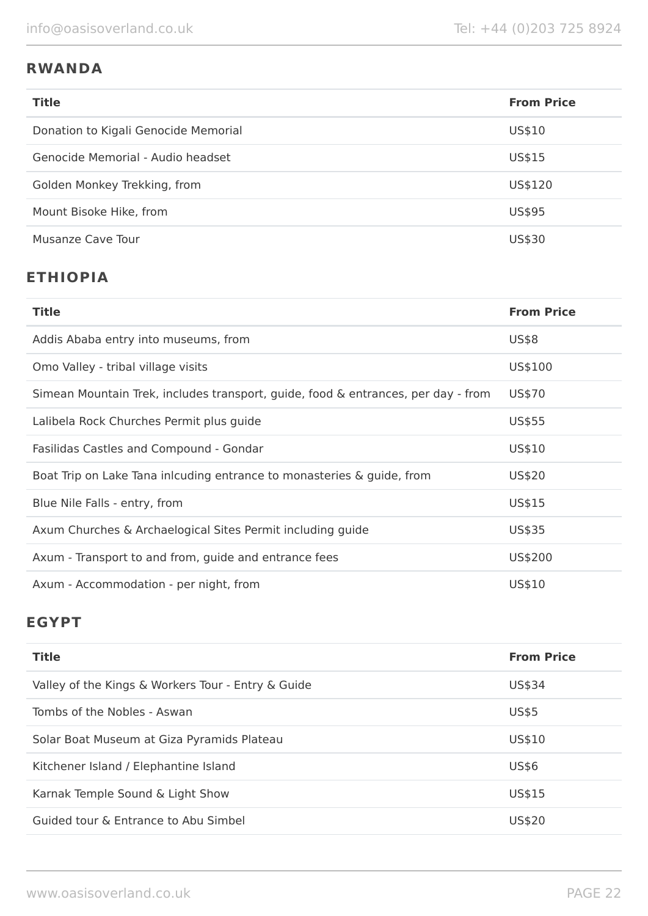## RWANDA

| Title | From Price |
| --- | --- |
| Donation to Kigali Genocide Memorial | US$10 |
| Genocide Memorial - Audio headset | US$15 |
| Golden Monkey Trekking, from | US$120 |
| Mount Bisoke Hike, from | US$95 |
| Musanze Cave Tour | US$30 |

## ETHIOPIA

| Title | From Price |
| --- | --- |
| Addis Ababa entry into museums, from | US$8 |
| Omo Valley - tribal village visits | US$100 |
| Simean Mountain Trek, includes transport, guide, food & entrances, per day - from | US$70 |
| Lalibela Rock Churches Permit plus guide | US$55 |
| Fasilidas Castles and Compound - Gondar | US$10 |
| Boat Trip on Lake Tana inlcuding entrance to monasteries & guide, from | US$20 |
| Blue Nile Falls - entry, from | US$15 |
| Axum Churches & Archaelogical Sites Permit including guide | US$35 |
| Axum - Transport to and from, guide and entrance fees | US$200 |
| Axum - Accommodation - per night, from | US$10 |

## EGYPT

| Title | From Price |
| --- | --- |
| Valley of the Kings & Workers Tour - Entry & Guide | US$34 |
| Tombs of the Nobles - Aswan | US$5 |
| Solar Boat Museum at Giza Pyramids Plateau | US$10 |
| Kitchener Island / Elephantine Island | US$6 |
| Karnak Temple Sound & Light Show | US$15 |
| Guided tour & Entrance to Abu Simbel | US$20 |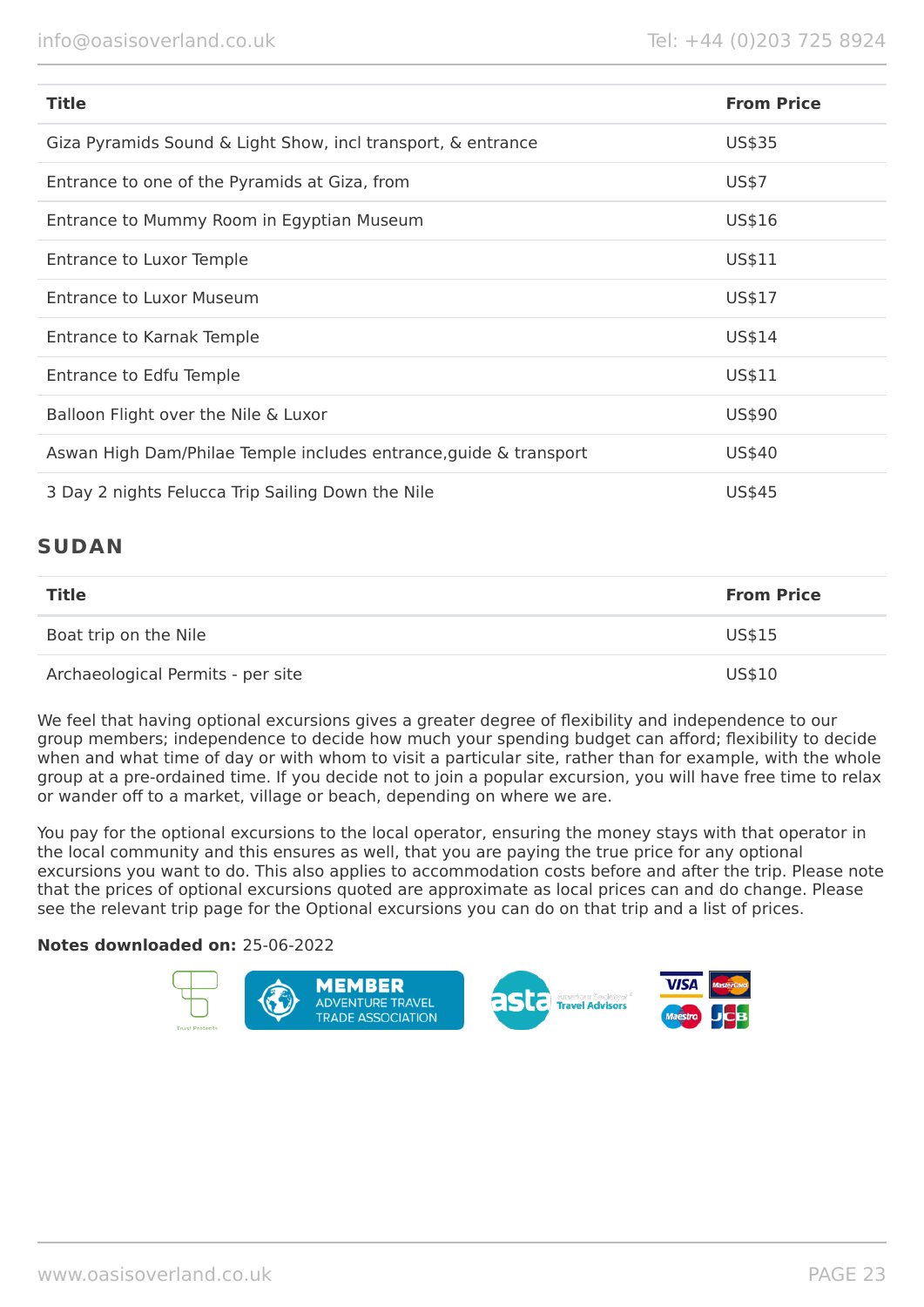| Title | From Price |
| --- | --- |
| Giza Pyramids Sound & Light Show, incl transport, & entrance | US$35 |
| Entrance to one of the Pyramids at Giza, from | US$7 |
| Entrance to Mummy Room in Egyptian Museum | US$16 |
| Entrance to Luxor Temple | US$11 |
| Entrance to Luxor Museum | US$17 |
| Entrance to Karnak Temple | US$14 |
| Entrance to Edfu Temple | US$11 |
| Balloon Flight over the Nile & Luxor | US$90 |
| Aswan High Dam/Philae Temple includes entrance,guide & transport | US$40 |
| 3 Day 2 nights Felucca Trip Sailing Down the Nile | US$45 |

## SUDAN

| Title | From Price |
| --- | --- |
| Boat trip on the Nile | US$15 |
| Archaeological Permits - per site | US$10 |

We feel that having optional excursions gives a greater degree of flexibility and independence to our group members; independence to decide how much your spending budget can afford; flexibility to decide when and what time of day or with whom to visit a particular site, rather than for example, with the whole group at a pre-ordained time. If you decide not to join a popular excursion, you will have free time to relax or wander off to a market, village or beach, depending on where we are.

You pay for the optional excursions to the local operator, ensuring the money stays with that operator in the local community and this ensures as well, that you are paying the true price for any optional excursions you want to do. This also applies to accommodation costs before and after the trip. Please note that the prices of optional excursions quoted are approximate as local prices can and do change. Please see the relevant trip page for the Optional excursions you can do on that trip and a list of prices.

**Notes downloaded on:** 25-06-2022